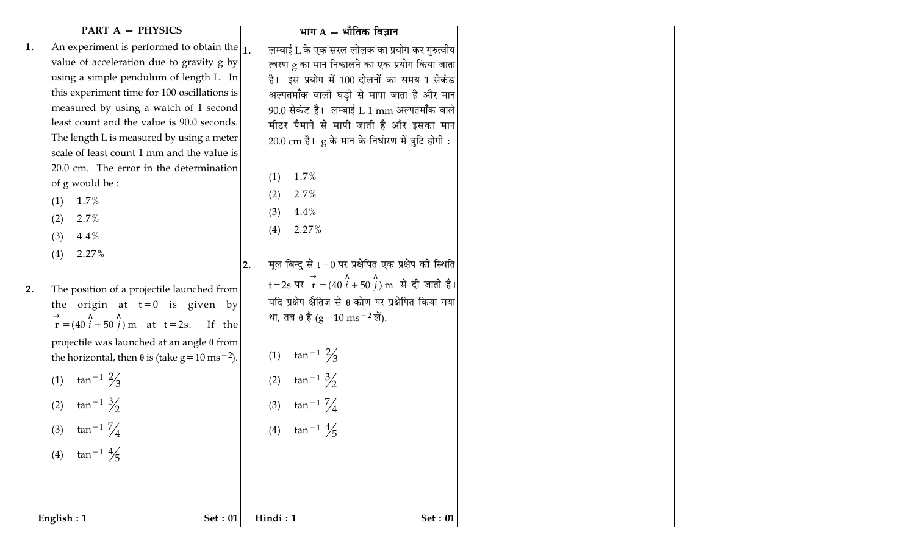## PART A — PHYSICS

1. An experiment is performed to obtain the value of acceleration due to gravity g by using a simple pendulum of length L. In this experiment time for 100 oscillations is measured by using a watch of 1 second least count and the value is 90.0 seconds. The length L is measured by using a meter scale of least count 1 mm and the value is 20.0 cm. The error in the determination of g would be :

   (1) 1.7%

   (2) 2.7%

   (3) 4.4%

   (4) 2.27%

2. The position of a projectile launched from the origin at $t=0$ is given by $\vec{r} = (40\hat{i} + 50\hat{j})$ m at $t=2$s. If the projectile was launched at an angle $\theta$ from the horizontal, then $\theta$ is (take $g=10\ \text{ms}^{-2}$).

   (1) $\tan^{-1} \frac{2}{3}$

   (2) $\tan^{-1} \frac{3}{2}$

   (3) $\tan^{-1} \frac{7}{4}$

   (4) $\tan^{-1} \frac{4}{5}$

## भाग A — भौतिक विज्ञान

1. लम्बाई L के एक सरल लोलक का प्रयोग कर गुरुत्वीय त्वरण g का मान निकालने का एक प्रयोग किया जाता है। इस प्रयोग में 100 दोलनों का समय 1 सेकंड अल्पतमाँक वाली घड़ी से मापा जाता है और मान 90.0 सेकंड है। लम्बाई L 1 mm अल्पतमाँक वाले मीटर पैमाने से मापी जाती है और इसका मान 20.0 cm है। g के मान के निर्धारण में त्रुटि होगी :

   (1) 1.7%

   (2) 2.7%

   (3) 4.4%

   (4) 2.27%

2. मूल बिन्दु से $t=0$ पर प्रक्षेपित एक प्रक्षेप की स्थिति $t=2$s पर $\vec{r} = (40\hat{i} + 50\hat{j})$ m से दी जाती है। यदि प्रक्षेप क्षैतिज से $\theta$ कोण पर प्रक्षेपित किया गया था, तब $\theta$ है ($g=10\ \text{ms}^{-2}$ लें).

   (1) $\tan^{-1} \frac{2}{3}$

   (2) $\tan^{-1} \frac{3}{2}$

   (3) $\tan^{-1} \frac{7}{4}$

   (4) $\tan^{-1} \frac{4}{5}$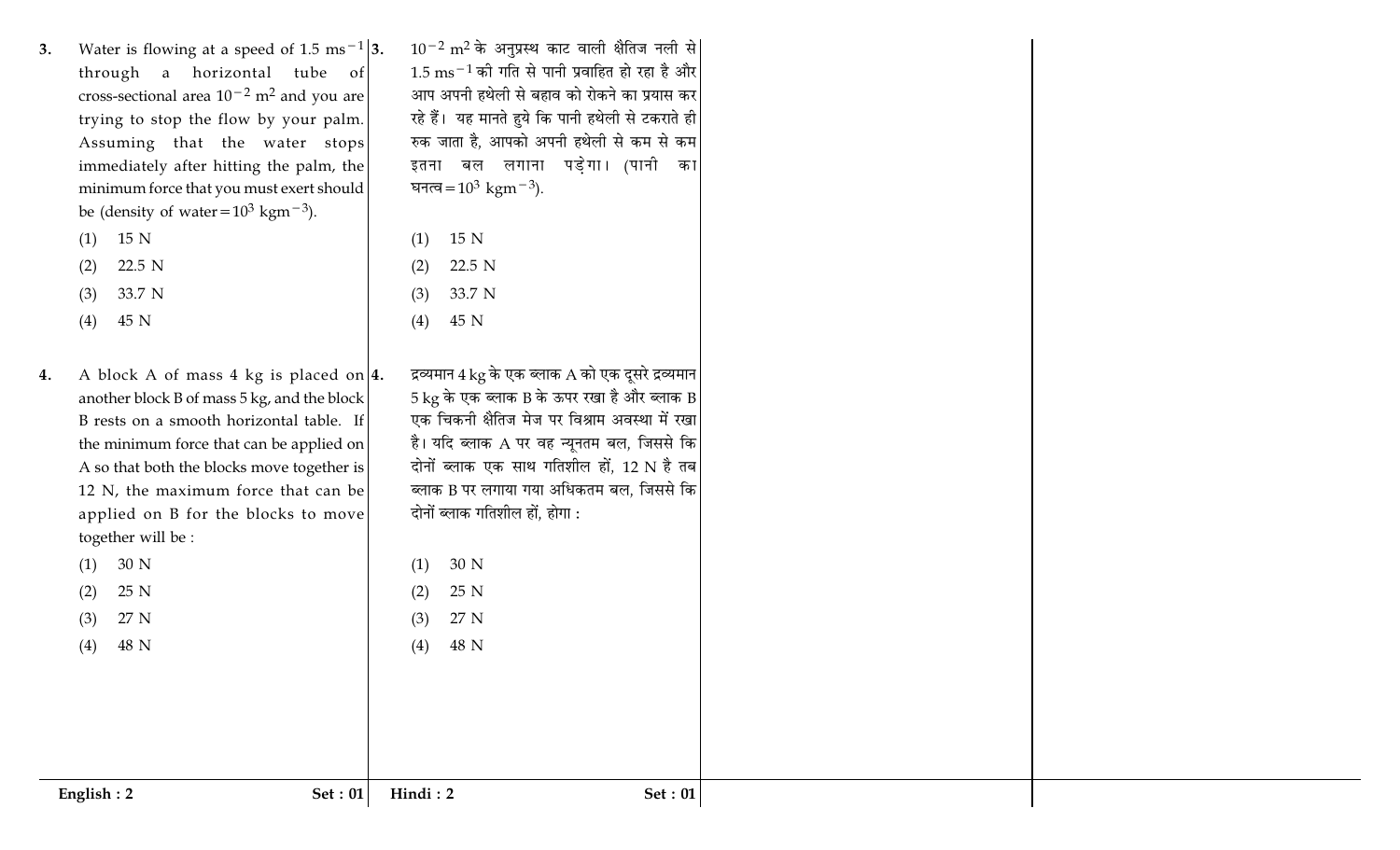3. Water is flowing at a speed of $1.5 \text{ ms}^{-1}$ through a horizontal tube of cross-sectional area $10^{-2} \text{ m}^2$ and you are trying to stop the flow by your palm. Assuming that the water stops immediately after hitting the palm, the minimum force that you must exert should be (density of water $= 10^3 \text{ kgm}^{-3}$).

   (1) 15 N
   (2) 22.5 N
   (3) 33.7 N
   (4) 45 N

4. A block A of mass 4 kg is placed on another block B of mass 5 kg, and the block B rests on a smooth horizontal table. If the minimum force that can be applied on A so that both the blocks move together is 12 N, the maximum force that can be applied on B for the blocks to move together will be :

   (1) 30 N
   (2) 25 N
   (3) 27 N
   (4) 48 N

3. $10^{-2} \text{ m}^2$ के अनुप्रस्थ काट वाली क्षैतिज नली से $1.5 \text{ ms}^{-1}$ की गति से पानी प्रवाहित हो रहा है और आप अपनी हथेली से बहाव को रोकने का प्रयास कर रहे हैं। यह मानते हुये कि पानी हथेली से टकराते ही रुक जाता है, आपको अपनी हथेली से कम से कम इतना बल लगाना पड़ेगा। (पानी का घनत्व $= 10^3 \text{ kgm}^{-3}$).

   (1) 15 N
   (2) 22.5 N
   (3) 33.7 N
   (4) 45 N

4. द्रव्यमान 4 kg के एक ब्लाक A को एक दूसरे द्रव्यमान 5 kg के एक ब्लाक B के ऊपर रखा है और ब्लाक B एक चिकनी क्षैतिज मेज पर विश्राम अवस्था में रखा है। यदि ब्लाक A पर वह न्यूनतम बल, जिससे कि दोनों ब्लाक एक साथ गतिशील हों, 12 N है तब ब्लाक B पर लगाया गया अधिकतम बल, जिससे कि दोनों ब्लाक गतिशील हों, होगा :

   (1) 30 N
   (2) 25 N
   (3) 27 N
   (4) 48 N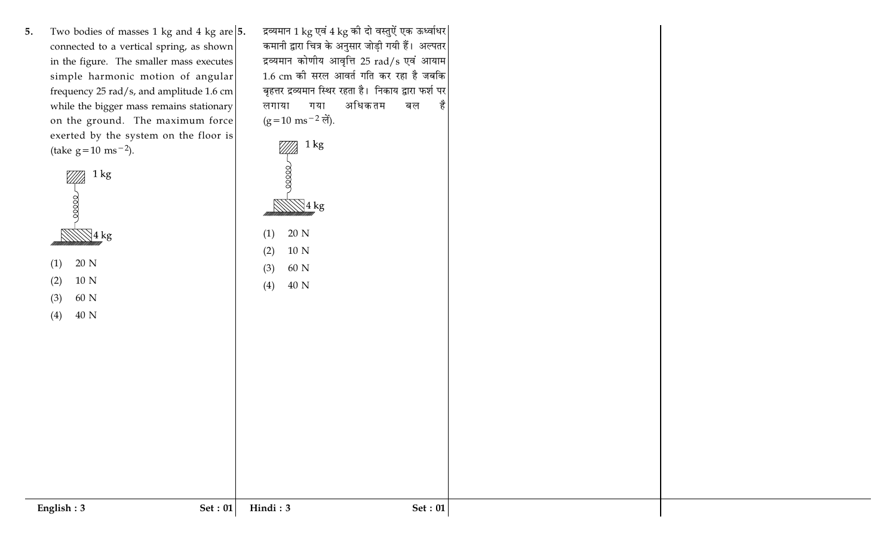5. Two bodies of masses 1 kg and 4 kg are connected to a vertical spring, as shown in the figure. The smaller mass executes simple harmonic motion of angular frequency 25 rad/s, and amplitude 1.6 cm while the bigger mass remains stationary on the ground. The maximum force exerted by the system on the floor is (take $g = 10 \text{ ms}^{-2}$).

(1) 20 N

(2) 10 N

(3) 60 N

(4) 40 N

5. द्रव्यमान 1 kg एवं 4 kg की दो वस्तुऐं एक ऊर्ध्वाधर कमानी द्वारा चित्र के अनुसार जोड़ी गयी हैं। अल्पतर द्रव्यमान कोणीय आवृत्ति 25 rad/s एवं आयाम 1.6 cm की सरल आवर्त गति कर रहा है जबकि बृहत्तर द्रव्यमान स्थिर रहता है। निकाय द्वारा फर्श पर लगाया गया अधिकतम बल है ($g = 10 \text{ ms}^{-2}$ लें)।

(1) 20 N

(2) 10 N

(3) 60 N

(4) 40 N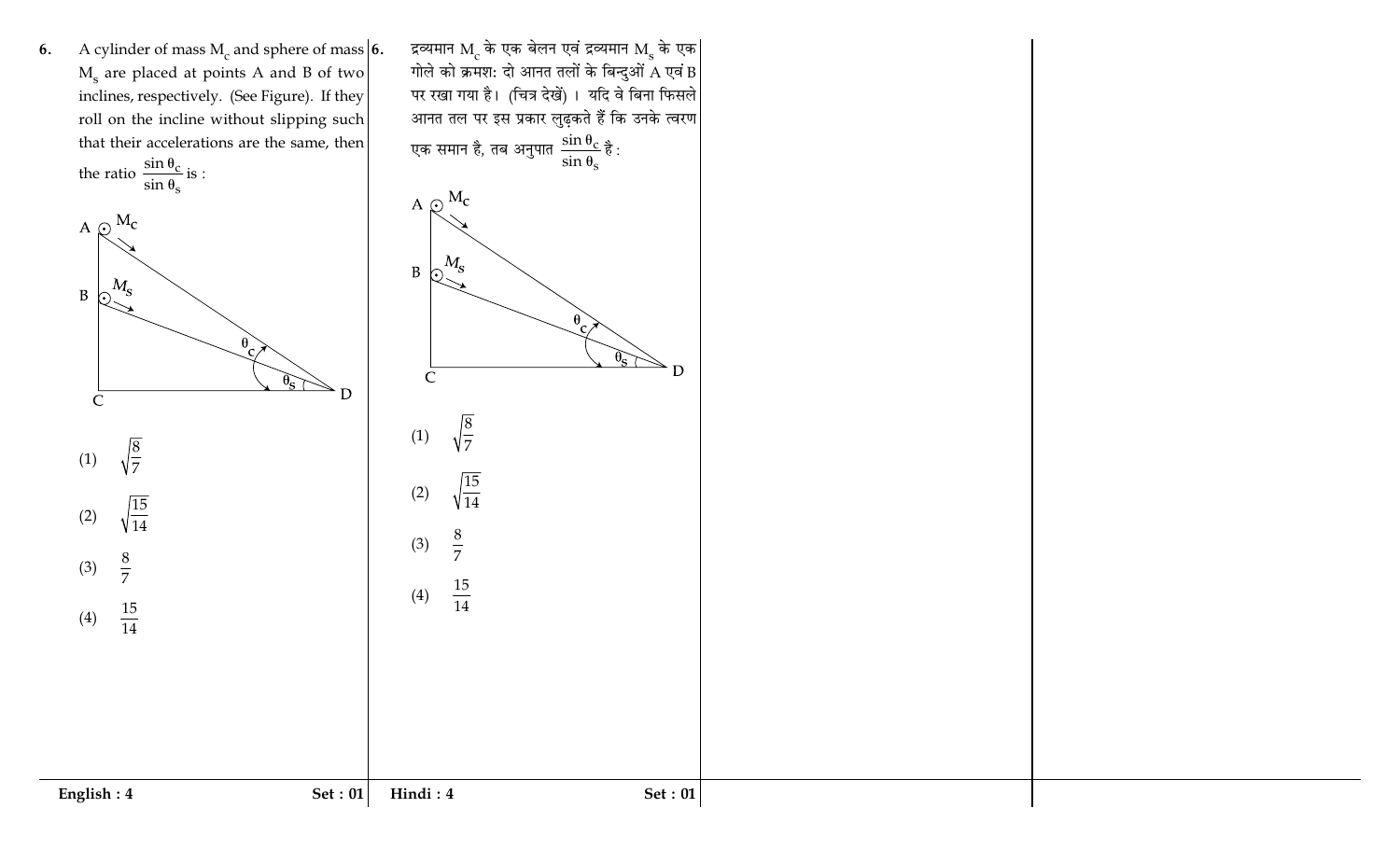6. A cylinder of mass $M_c$ and sphere of mass $M_s$ are placed at points A and B of two inclines, respectively. (See Figure). If they roll on the incline without slipping such that their accelerations are the same, then the ratio $\frac{\sin \theta_c}{\sin \theta_s}$ is :

(1) $\sqrt{\frac{8}{7}}$

(2) $\sqrt{\frac{15}{14}}$

(3) $\frac{8}{7}$

(4) $\frac{15}{14}$

6. द्रव्यमान $M_c$ के एक बेलन एवं द्रव्यमान $M_s$ के एक गोले को क्रमशः दो आनत तलों के बिन्दुओं A एवं B पर रखा गया है। (चित्र देखें) । यदि वे बिना फिसले आनत तल पर इस प्रकार लुढ़कते हैं कि उनके त्वरण एक समान है, तब अनुपात $\frac{\sin \theta_c}{\sin \theta_s}$ है :

(1) $\sqrt{\frac{8}{7}}$

(2) $\sqrt{\frac{15}{14}}$

(3) $\frac{8}{7}$

(4) $\frac{15}{14}$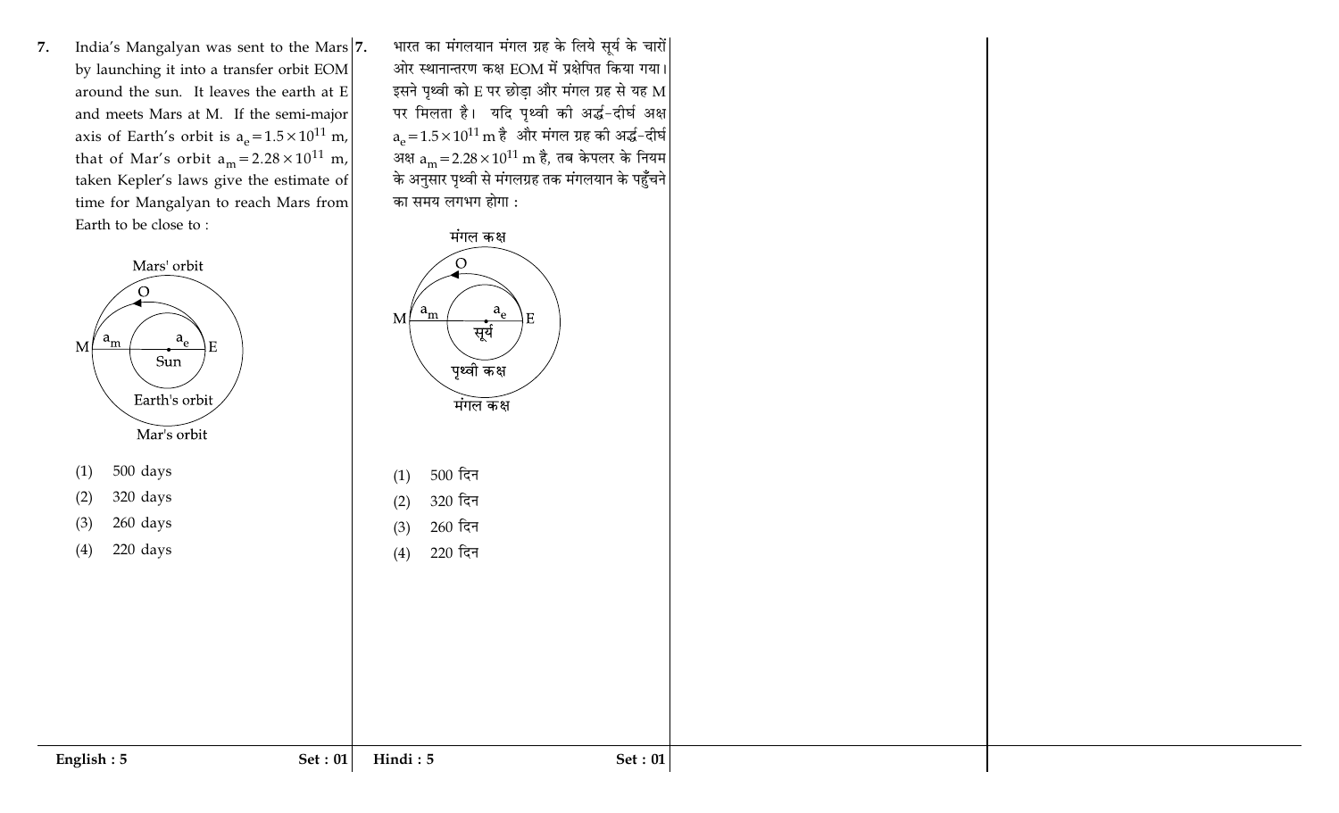7. India's Mangalyan was sent to the Mars by launching it into a transfer orbit EOM around the sun. It leaves the earth at E and meets Mars at M. If the semi-major axis of Earth's orbit is $a_e = 1.5 \times 10^{11}$ m, that of Mar's orbit $a_m = 2.28 \times 10^{11}$ m, taken Kepler's laws give the estimate of time for Mangalyan to reach Mars from Earth to be close to :

Mars' orbit

O

M $a_m$ $a_e$ E

Sun

Earth's orbit

Mar's orbit

(1) 500 days

(2) 320 days

(3) 260 days

(4) 220 days

7. भारत का मंगलयान मंगल ग्रह के लिये सूर्य के चारों ओर स्थानान्तरण कक्ष EOM में प्रक्षेपित किया गया। इसने पृथ्वी को E पर छोड़ा और मंगल ग्रह से यह M पर मिलता है। यदि पृथ्वी की अर्द्ध-दीर्घ अक्ष $a_e = 1.5 \times 10^{11}$ m है और मंगल ग्रह की अर्द्ध-दीर्घ अक्ष $a_m = 2.28 \times 10^{11}$ m है, तब केपलर के नियम के अनुसार पृथ्वी से मंगलग्रह तक मंगलयान के पहुँचने का समय लगभग होगा :

मंगल कक्ष

O

M $a_m$ $a_e$ E

सूर्य

पृथ्वी कक्ष

मंगल कक्ष

(1) 500 दिन

(2) 320 दिन

(3) 260 दिन

(4) 220 दिन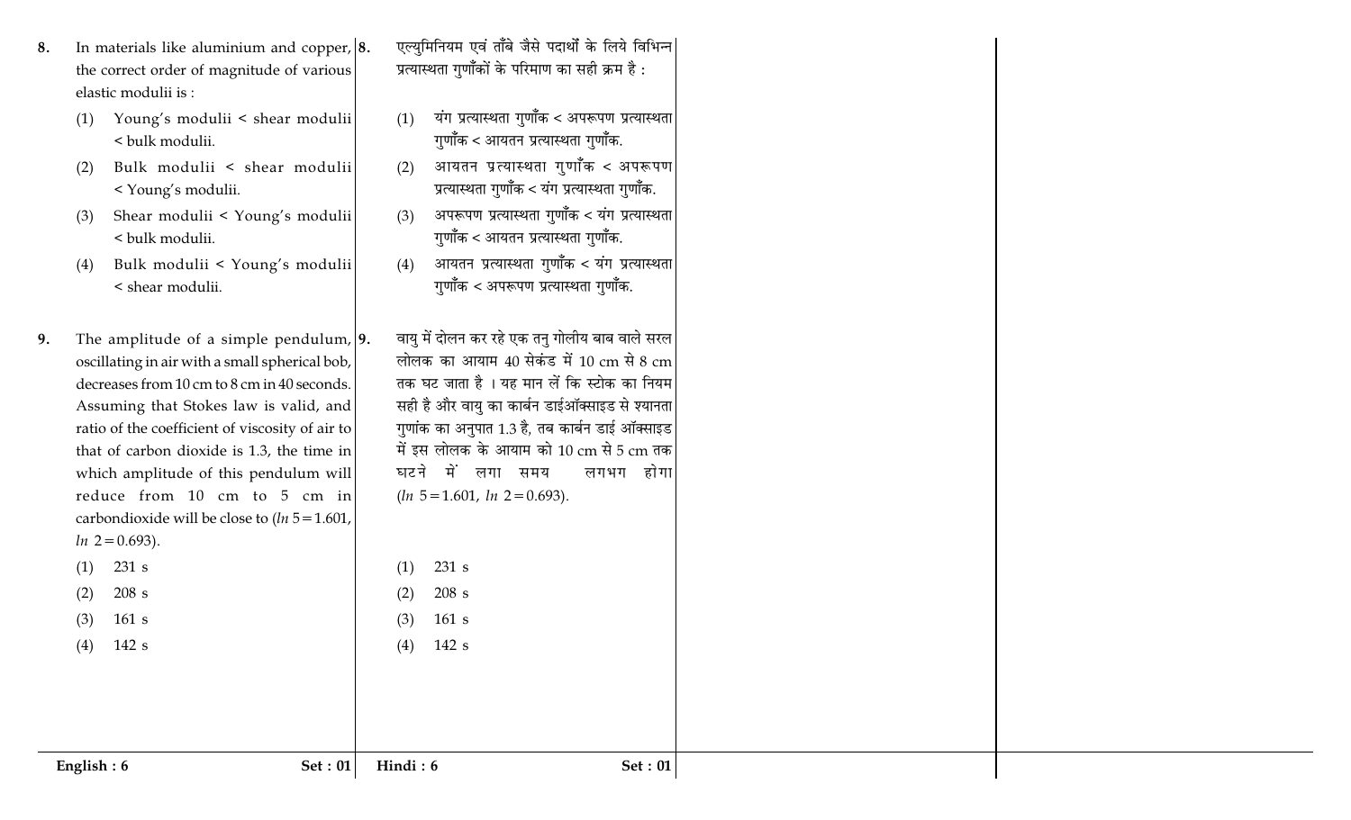8. In materials like aluminium and copper, the correct order of magnitude of various elastic modulii is :

   (1) Young's modulii < shear modulii < bulk modulii.
   (2) Bulk modulii < shear modulii < Young's modulii.
   (3) Shear modulii < Young's modulii < bulk modulii.
   (4) Bulk modulii < Young's modulii < shear modulii.

9. The amplitude of a simple pendulum, oscillating in air with a small spherical bob, decreases from 10 cm to 8 cm in 40 seconds. Assuming that Stokes law is valid, and ratio of the coefficient of viscosity of air to that of carbon dioxide is 1.3, the time in which amplitude of this pendulum will reduce from 10 cm to 5 cm in carbondioxide will be close to ($ln\ 5 = 1.601$, $ln\ 2 = 0.693$).

   (1) 231 s
   (2) 208 s
   (3) 161 s
   (4) 142 s

8. एल्युमिनियम एवं ताँबे जैसे पदार्थों के लिये विभिन्न प्रत्यास्थता गुणाँकों के परिमाण का सही क्रम है :

   (1) यंग प्रत्यास्थता गुणाँक < अपरूपण प्रत्यास्थता गुणाँक < आयतन प्रत्यास्थता गुणाँक.
   (2) आयतन प्रत्यास्थता गुणाँक < अपरूपण प्रत्यास्थता गुणाँक < यंग प्रत्यास्थता गुणाँक.
   (3) अपरूपण प्रत्यास्थता गुणाँक < यंग प्रत्यास्थता गुणाँक < आयतन प्रत्यास्थता गुणाँक.
   (4) आयतन प्रत्यास्थता गुणाँक < यंग प्रत्यास्थता गुणाँक < अपरूपण प्रत्यास्थता गुणाँक.

9. वायु में दोलन कर रहे एक तनु गोलीय बाब वाले सरल लोलक का आयाम 40 सेकंड में 10 cm से 8 cm तक घट जाता है । यह मान लें कि स्टोक का नियम सही है और वायु का कार्बन डाईऑक्साइड से श्यानता गुणांक का अनुपात 1.3 है, तब कार्बन डाई ऑक्साइड में इस लोलक के आयाम को 10 cm से 5 cm तक घटने में लगा समय लगभग होगा ($ln\ 5 = 1.601$, $ln\ 2 = 0.693$).

   (1) 231 s
   (2) 208 s
   (3) 161 s
   (4) 142 s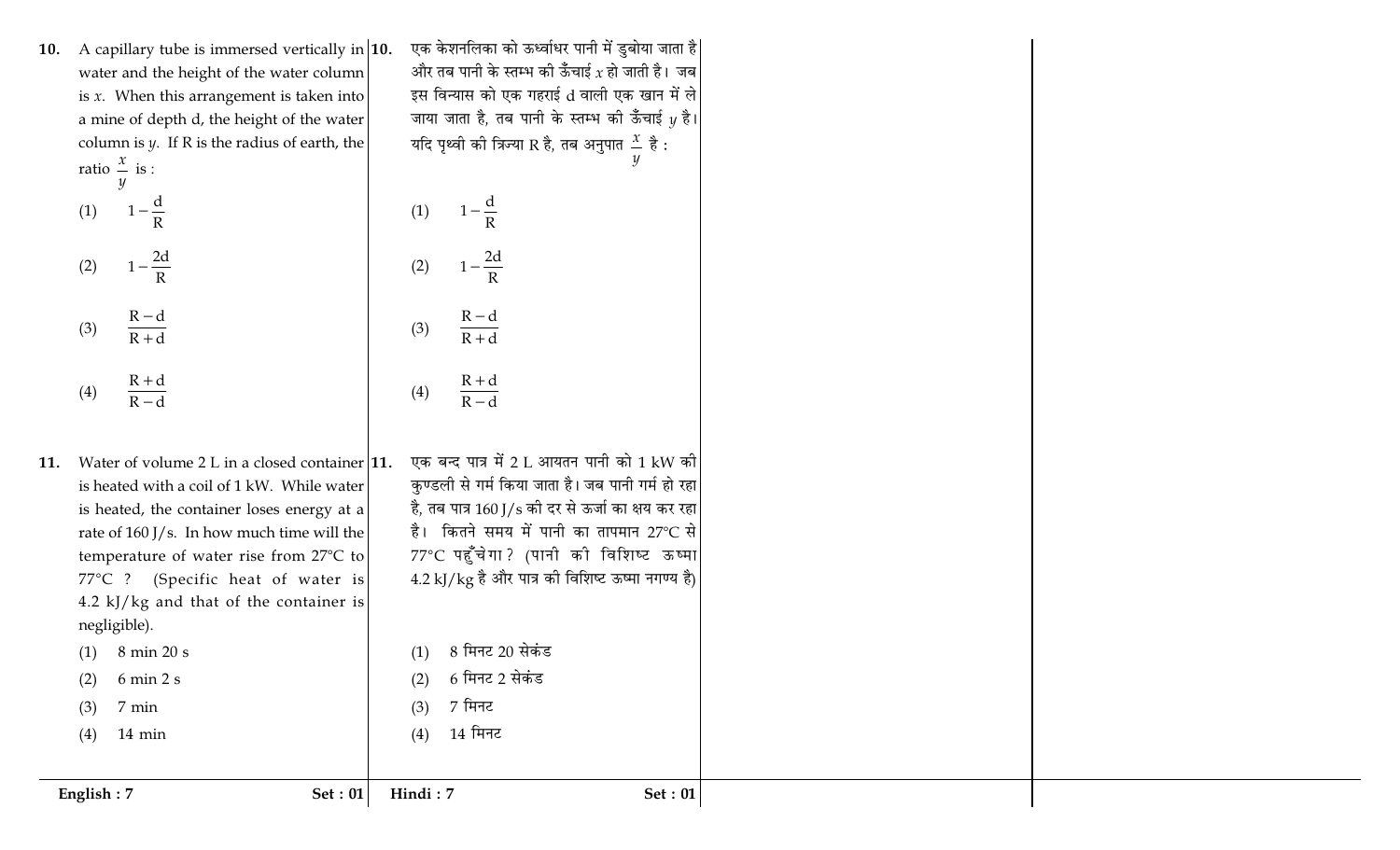10. A capillary tube is immersed vertically in water and the height of the water column is $x$. When this arrangement is taken into a mine of depth d, the height of the water column is $y$. If R is the radius of earth, the ratio $\frac{x}{y}$ is :

(1) $1-\frac{d}{R}$

(2) $1-\frac{2d}{R}$

(3) $\frac{R-d}{R+d}$

(4) $\frac{R+d}{R-d}$

10. एक केशनलिका को ऊर्ध्वाधर पानी में डुबोया जाता है और तब पानी के स्तम्भ की ऊँचाई $x$ हो जाती है। जब इस विन्यास को एक गहराई d वाली एक खान में ले जाया जाता है, तब पानी के स्तम्भ की ऊँचाई $y$ है। यदि पृथ्वी की त्रिज्या R है, तब अनुपात $\frac{x}{y}$ है :

(1) $1-\frac{d}{R}$

(2) $1-\frac{2d}{R}$

(3) $\frac{R-d}{R+d}$

(4) $\frac{R+d}{R-d}$

11. Water of volume 2 L in a closed container is heated with a coil of 1 kW. While water is heated, the container loses energy at a rate of 160 J/s. In how much time will the temperature of water rise from 27°C to 77°C ? (Specific heat of water is 4.2 kJ/kg and that of the container is negligible).

(1) 8 min 20 s
(2) 6 min 2 s
(3) 7 min
(4) 14 min

11. एक बन्द पात्र में 2 L आयतन पानी को 1 kW की कुण्डली से गर्म किया जाता है। जब पानी गर्म हो रहा है, तब पात्र 160 J/s की दर से ऊर्जा का क्षय कर रहा है। कितने समय में पानी का तापमान 27°C से 77°C पहुँचेगा ? (पानी की विशिष्ट ऊष्मा 4.2 kJ/kg है और पात्र की विशिष्ट ऊष्मा नगण्य है)

(1) 8 मिनट 20 सेकंड
(2) 6 मिनट 2 सेकंड
(3) 7 मिनट
(4) 14 मिनट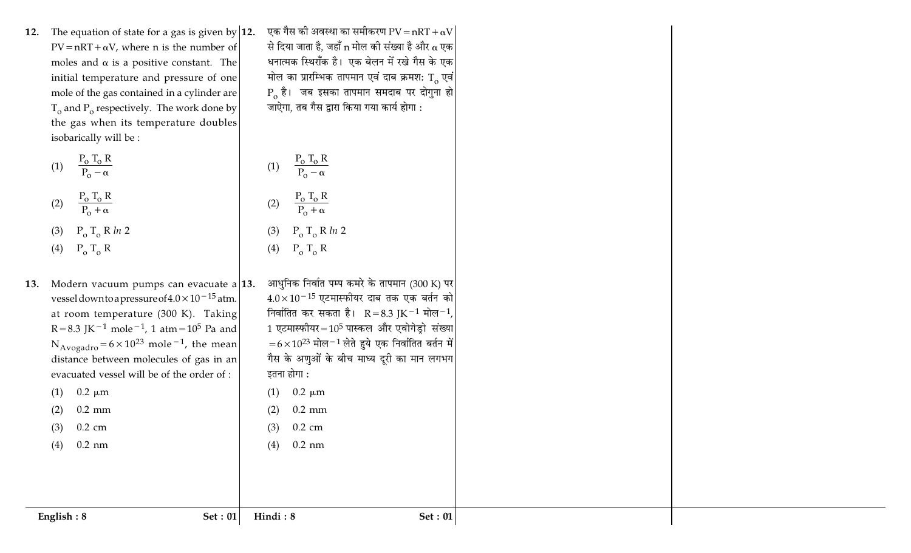**12.** The equation of state for a gas is given by $PV = nRT + \alpha V$, where n is the number of moles and $\alpha$ is a positive constant. The initial temperature and pressure of one mole of the gas contained in a cylinder are $T_o$ and $P_o$ respectively. The work done by the gas when its temperature doubles isobarically will be :

(1) $\frac{P_o T_o R}{P_o - \alpha}$

(2) $\frac{P_o T_o R}{P_o + \alpha}$

(3) $P_o T_o R \, ln \, 2$

(4) $P_o T_o R$

**13.** Modern vacuum pumps can evacuate a vessel down to a pressure of $4.0 \times 10^{-15}$ atm. at room temperature (300 K). Taking $R = 8.3 \text{ JK}^{-1} \text{ mole}^{-1}$, 1 atm $= 10^5$ Pa and $N_{Avogadro} = 6 \times 10^{23} \text{ mole}^{-1}$, the mean distance between molecules of gas in an evacuated vessel will be of the order of :

(1) 0.2 μm

(2) 0.2 mm

(3) 0.2 cm

(4) 0.2 nm

**12.** एक गैस की अवस्था का समीकरण $PV = nRT + \alpha V$ से दिया जाता है, जहाँ n मोल की संख्या है और $\alpha$ एक धनात्मक स्थिराँक है। एक बेलन में रखे गैस के एक मोल का प्रारम्भिक तापमान एवं दाब क्रमश: $T_o$ एवं $P_o$ है। जब इसका तापमान समदाब पर दोगुना हो जाऐगा, तब गैस द्वारा किया गया कार्य होगा :

(1) $\frac{P_o T_o R}{P_o - \alpha}$

(2) $\frac{P_o T_o R}{P_o + \alpha}$

(3) $P_o T_o R \, ln \, 2$

(4) $P_o T_o R$

**13.** आधुनिक निर्वात पम्प कमरे के तापमान (300 K) पर $4.0 \times 10^{-15}$ एटमास्फीयर दाब तक एक बर्तन को निर्वातित कर सकता है। $R = 8.3 \text{ JK}^{-1}$ मोल$^{-1}$, 1 एटमास्फीयर $= 10^5$ पास्कल और एवोगेड्रो संख्या $= 6 \times 10^{23}$ मोल$^{-1}$ लेते हुये एक निर्वातित बर्तन में गैस के अणुओं के बीच माध्य दूरी का मान लगभग इतना होगा :

(1) 0.2 μm

(2) 0.2 mm

(3) 0.2 cm

(4) 0.2 nm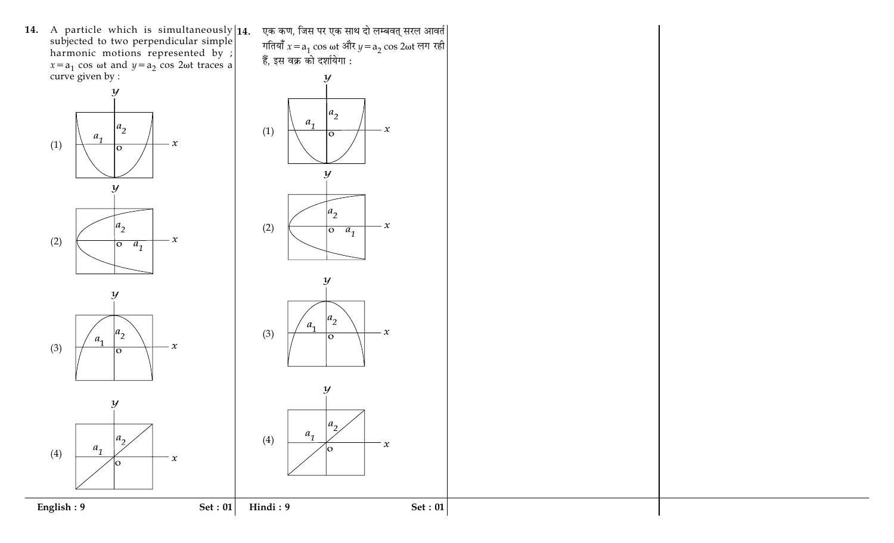14. A particle which is simultaneously subjected to two perpendicular simple harmonic motions represented by ; $x = a_1 \cos \omega t$ and $y = a_2 \cos 2\omega t$ traces a curve given by :

(1)

(2)

(3)

(4)

14. एक कण, जिस पर एक साथ दो लम्बवत् सरल आवर्त गतियाँ $x = a_1 \cos \omega t$ और $y = a_2 \cos 2\omega t$ लग रही हैं, इस वक्र को दर्शायेगा :

(1)

(2)

(3)

(4)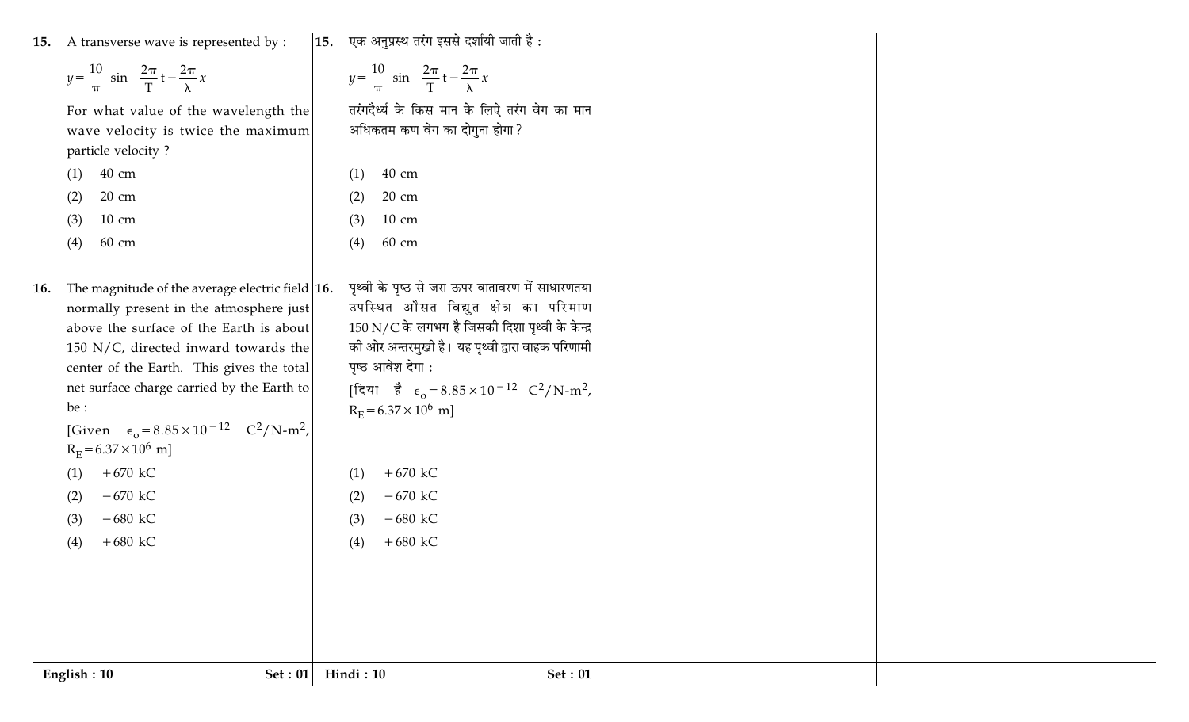15. A transverse wave is represented by :

$$y = \frac{10}{\pi} \sin\left(\frac{2\pi}{T}t - \frac{2\pi}{\lambda}x\right)$$

For what value of the wavelength the wave velocity is twice the maximum particle velocity ?

(1) 40 cm

(2) 20 cm

(3) 10 cm

(4) 60 cm

15. एक अनुप्रस्थ तरंग इससे दर्शायी जाती है :

$$y = \frac{10}{\pi} \sin\left(\frac{2\pi}{T}t - \frac{2\pi}{\lambda}x\right)$$

तरंगदैर्ध्य के किस मान के लिऐ तरंग वेग का मान अधिकतम कण वेग का दोगुना होगा ?

(1) 40 cm

(2) 20 cm

(3) 10 cm

(4) 60 cm

16. The magnitude of the average electric field normally present in the atmosphere just above the surface of the Earth is about 150 N/C, directed inward towards the center of the Earth. This gives the total net surface charge carried by the Earth to be :

[Given $\epsilon_o = 8.85 \times 10^{-12}$ $C^2/N\text{-}m^2$, $R_E = 6.37 \times 10^6$ m]

(1) +670 kC

(2) −670 kC

(3) −680 kC

(4) +680 kC

16. पृथ्वी के पृष्ठ से जरा ऊपर वातावरण में साधारणतया उपस्थित औसत विद्युत क्षेत्र का परिमाण 150 N/C के लगभग है जिसकी दिशा पृथ्वी के केन्द्र की ओर अन्तरमुखी है। यह पृथ्वी द्वारा वाहक परिणामी पृष्ठ आवेश देगा :

[दिया है $\epsilon_o = 8.85 \times 10^{-12}$ $C^2/N\text{-}m^2$, $R_E = 6.37 \times 10^6$ m]

(1) +670 kC

(2) −670 kC

(3) −680 kC

(4) +680 kC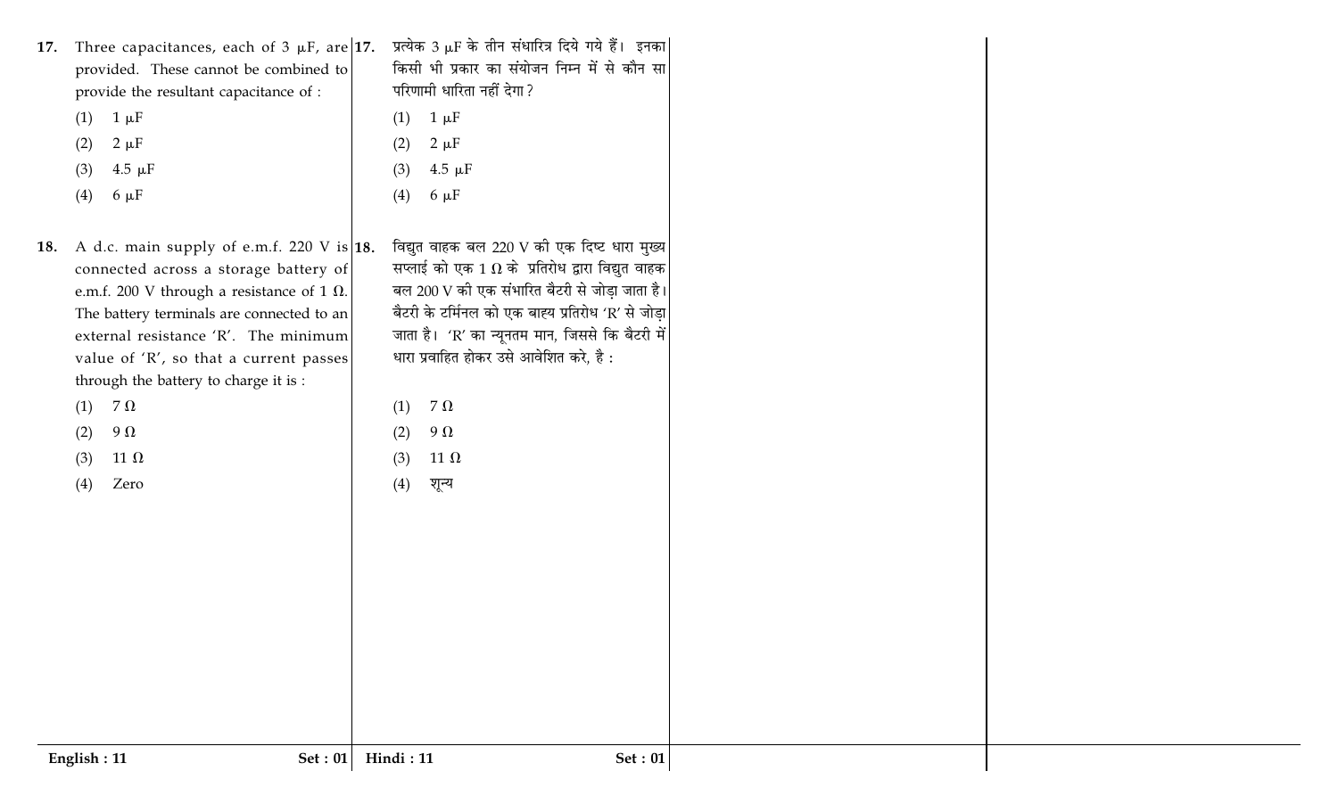17. Three capacitances, each of 3 μF, are provided. These cannot be combined to provide the resultant capacitance of :

(1) 1 μF

(2) 2 μF

(3) 4.5 μF

(4) 6 μF

18. A d.c. main supply of e.m.f. 220 V is connected across a storage battery of e.m.f. 200 V through a resistance of 1 Ω. The battery terminals are connected to an external resistance 'R'. The minimum value of 'R', so that a current passes through the battery to charge it is :

(1) 7 Ω

(2) 9 Ω

(3) 11 Ω

(4) Zero

17. प्रत्येक 3 μF के तीन संधारित्र दिये गये हैं। इनका किसी भी प्रकार का संयोजन निम्न में से कौन सा परिणामी धारिता नहीं देगा ?

(1) 1 μF

(2) 2 μF

(3) 4.5 μF

(4) 6 μF

18. विद्युत वाहक बल 220 V की एक दिष्ट धारा मुख्य सप्लाई को एक 1 Ω के प्रतिरोध द्वारा विद्युत वाहक बल 200 V की एक संभारित बैटरी से जोड़ा जाता है। बैटरी के टर्मिनल को एक बाह्य प्रतिरोध 'R' से जोड़ा जाता है। 'R' का न्यूनतम मान, जिससे कि बैटरी में धारा प्रवाहित होकर उसे आवेशित करे, है :

(1) 7 Ω

(2) 9 Ω

(3) 11 Ω

(4) शून्य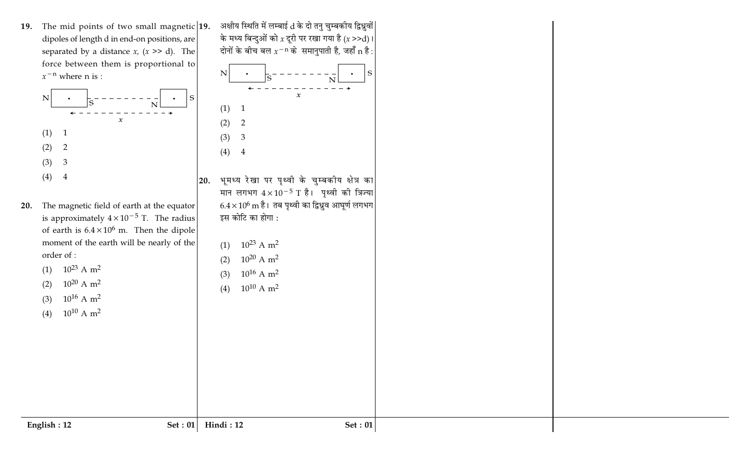19. The mid points of two small magnetic dipoles of length d in end-on positions, are separated by a distance $x$, ($x >> d$). The force between them is proportional to $x^{-n}$ where n is :

N [ • ] S - - - - - - - - - - N [ • ] S

← - - - - - - - $x$ - - - - - - - →

(1) 1

(2) 2

(3) 3

(4) 4

20. The magnetic field of earth at the equator is approximately $4 \times 10^{-5}$ T. The radius of earth is $6.4 \times 10^{6}$ m. Then the dipole moment of the earth will be nearly of the order of :

(1) $10^{23}$ A $m^2$

(2) $10^{20}$ A $m^2$

(3) $10^{16}$ A $m^2$

(4) $10^{10}$ A $m^2$

19. अक्षीय स्थिति में लम्बाई d के दो तनु चुम्बकीय द्विध्रुवों के मध्य बिन्दुओं को $x$ दूरी पर रखा गया है ($x >>d$)। दोनों के बीच बल $x^{-n}$ के समानुपाती है, जहाँ n है :

N [ • ] S - - - - - - - - - - N [ • ] S

← - - - - - - - $x$ - - - - - - - →

(1) 1

(2) 2

(3) 3

(4) 4

20. भूमध्य रेखा पर पृथ्वी के चुम्बकीय क्षेत्र का मान लगभग $4 \times 10^{-5}$ T है। पृथ्वी की त्रिज्या $6.4 \times 10^{6}$ m है। तब पृथ्वी का द्विध्रुव आघूर्ण लगभग इस कोटि का होगा :

(1) $10^{23}$ A $m^2$

(2) $10^{20}$ A $m^2$

(3) $10^{16}$ A $m^2$

(4) $10^{10}$ A $m^2$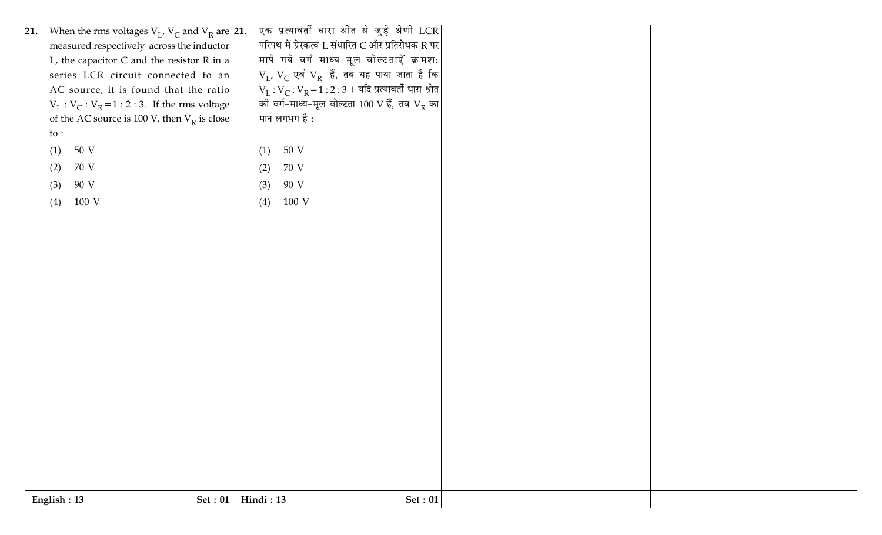21. When the rms voltages $V_L$, $V_C$ and $V_R$ are measured respectively across the inductor L, the capacitor C and the resistor R in a series LCR circuit connected to an AC source, it is found that the ratio $V_L : V_C : V_R = 1 : 2 : 3$. If the rms voltage of the AC source is 100 V, then $V_R$ is close to :

(1) 50 V

(2) 70 V

(3) 90 V

(4) 100 V

21. एक प्रत्यावर्ती धारा श्रोत से जुड़े श्रेणी LCR परिपथ में प्रेरकत्व L संधारित C और प्रतिरोधक R पर मापे गये वर्ग-माध्य-मूल वोल्टताऐं क्रमश: $V_L$, $V_C$ एवं $V_R$ हैं, तब यह पाया जाता है कि $V_L : V_C : V_R = 1 : 2 : 3$ । यदि प्रत्यावर्ती धारा श्रोत की वर्ग-माध्य-मूल वोल्टता 100 V हैं, तब $V_R$ का मान लगभग है :

(1) 50 V

(2) 70 V

(3) 90 V

(4) 100 V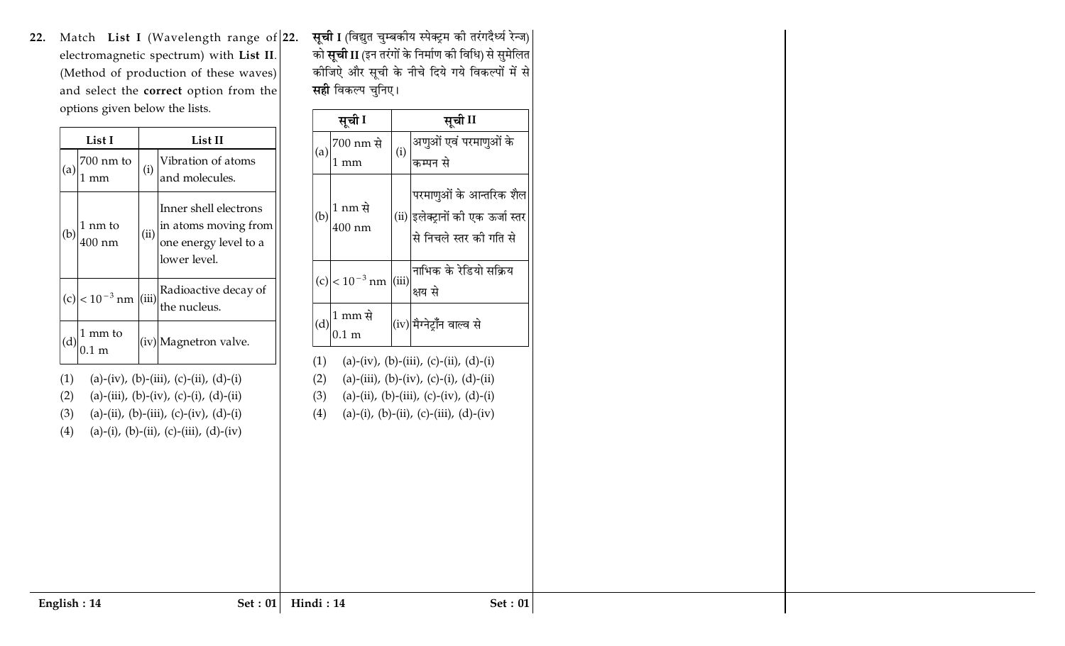22. Match **List I** (Wavelength range of electromagnetic spectrum) with **List II**. (Method of production of these waves) and select the **correct** option from the options given below the lists.

| | List I | | List II |
|---|---|---|---|
| (a) | 700 nm to 1 mm | (i) | Vibration of atoms and molecules. |
| (b) | 1 nm to 400 nm | (ii) | Inner shell electrons in atoms moving from one energy level to a lower level. |
| (c) | $< 10^{-3}$ nm | (iii) | Radioactive decay of the nucleus. |
| (d) | 1 mm to 0.1 m | (iv) | Magnetron valve. |

(1) (a)-(iv), (b)-(iii), (c)-(ii), (d)-(i)
(2) (a)-(iii), (b)-(iv), (c)-(i), (d)-(ii)
(3) (a)-(ii), (b)-(iii), (c)-(iv), (d)-(i)
(4) (a)-(i), (b)-(ii), (c)-(iii), (d)-(iv)

22. **सूची I** (विद्युत चुम्बकीय स्पेक्ट्रम की तरंगदैर्ध्य रेन्ज) को **सूची II** (इन तरंगों के निर्माण की विधि) से सुमेलित कीजिऐ और सूची के नीचे दिये गये विकल्पों में से **सही** विकल्प चुनिए।

| | सूची I | | सूची II |
|---|---|---|---|
| (a) | 700 nm से 1 mm | (i) | अणुओं एवं परमाणुओं के कम्पन से |
| (b) | 1 nm से 400 nm | (ii) | परमाणुओं के आन्तरिक शैल इलेक्ट्रानों की एक ऊर्जा स्तर से निचले स्तर की गति से |
| (c) | $< 10^{-3}$ nm | (iii) | नाभिक के रेडियो सक्रिय क्षय से |
| (d) | 1 mm से 0.1 m | (iv) | मैग्नेट्रॉन वाल्व से |

(1) (a)-(iv), (b)-(iii), (c)-(ii), (d)-(i)
(2) (a)-(iii), (b)-(iv), (c)-(i), (d)-(ii)
(3) (a)-(ii), (b)-(iii), (c)-(iv), (d)-(i)
(4) (a)-(i), (b)-(ii), (c)-(iii), (d)-(iv)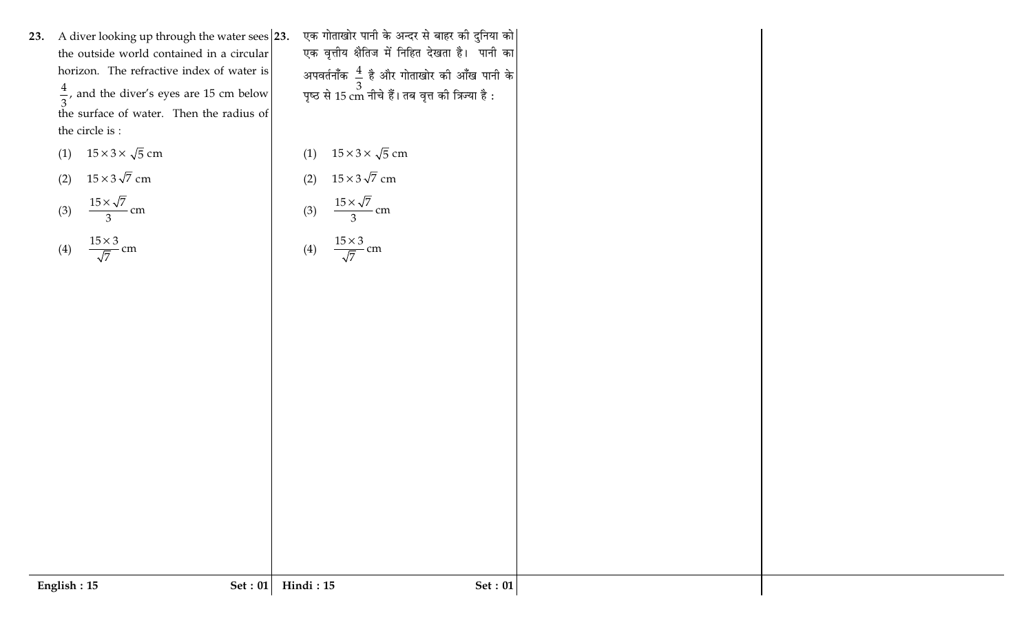23. A diver looking up through the water sees the outside world contained in a circular horizon. The refractive index of water is $\frac{4}{3}$, and the diver's eyes are 15 cm below the surface of water. Then the radius of the circle is :

(1) $15 \times 3 \times \sqrt{5}$ cm

(2) $15 \times 3\sqrt{7}$ cm

(3) $\frac{15 \times \sqrt{7}}{3}$ cm

(4) $\frac{15 \times 3}{\sqrt{7}}$ cm

23. एक गोताखोर पानी के अन्दर से बाहर की दुनिया को एक वृत्तीय क्षैतिज में निहित देखता है। पानी का अपवर्तनाँक $\frac{4}{3}$ है और गोताखोर की आँख पानी के पृष्ठ से 15 cm नीचे हैं। तब वृत्त की त्रिज्या है :

(1) $15 \times 3 \times \sqrt{5}$ cm

(2) $15 \times 3\sqrt{7}$ cm

(3) $\frac{15 \times \sqrt{7}}{3}$ cm

(4) $\frac{15 \times 3}{\sqrt{7}}$ cm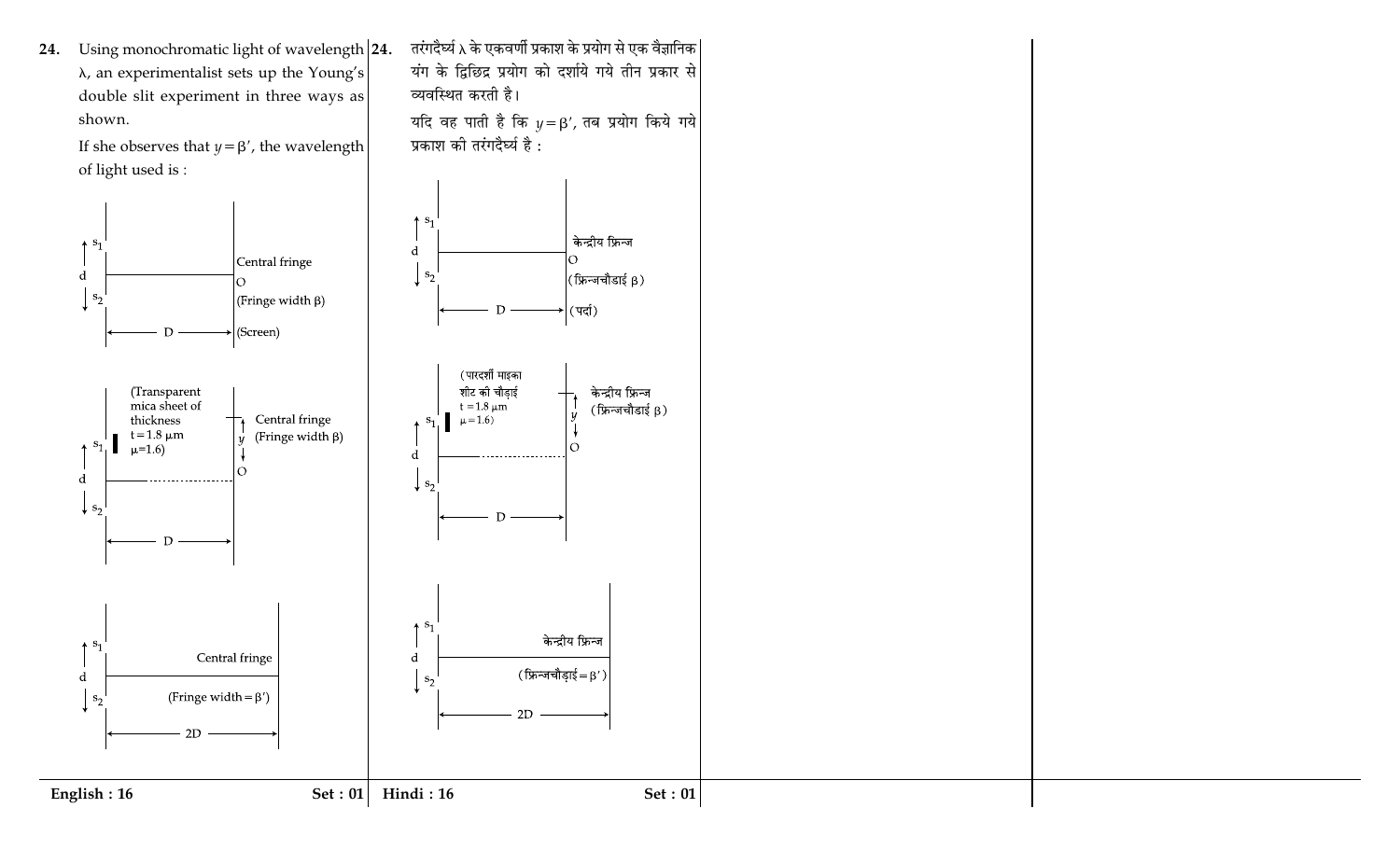**24.** Using monochromatic light of wavelength $\lambda$, an experimentalist sets up the Young's double slit experiment in three ways as shown.

If she observes that $y = \beta'$, the wavelength of light used is :

$s_1$, $d$, $s_2$ — Central fringe, O (Fringe width $\beta$), $D$ (Screen)

(Transparent mica sheet of thickness $t = 1.8\ \mu m$, $\mu = 1.6$) — $s_1$, $d$, $s_2$ — Central fringe (Fringe width $\beta$), $y$, O, $D$

$s_1$, $d$, $s_2$ — Central fringe (Fringe width $= \beta'$), $2D$

**24.** तरंगदैर्घ्य $\lambda$ के एकवर्णी प्रकाश के प्रयोग से एक वैज्ञानिक यंग के द्विछिद्र प्रयोग को दर्शाये गये तीन प्रकार से व्यवस्थित करती है।

यदि वह पाती है कि $y = \beta'$, तब प्रयोग किये गये प्रकाश की तरंगदैर्घ्य है :

$s_1$, $d$, $s_2$ — केन्द्रीय फ्रिन्ज, O (फ्रिन्जचौडाई $\beta$), $D$ (पर्दा)

(पारदर्शी माइका शीट की चौड़ाई $t = 1.8\ \mu m$, $\mu = 1.6$) — $s_1$, $d$, $s_2$ — केन्द्रीय फ्रिन्ज (फ्रिन्जचौडाई $\beta$), $y$, O, $D$

$s_1$, $d$, $s_2$ — केन्द्रीय फ्रिन्ज (फ्रिन्जचौडाई $= \beta'$), $2D$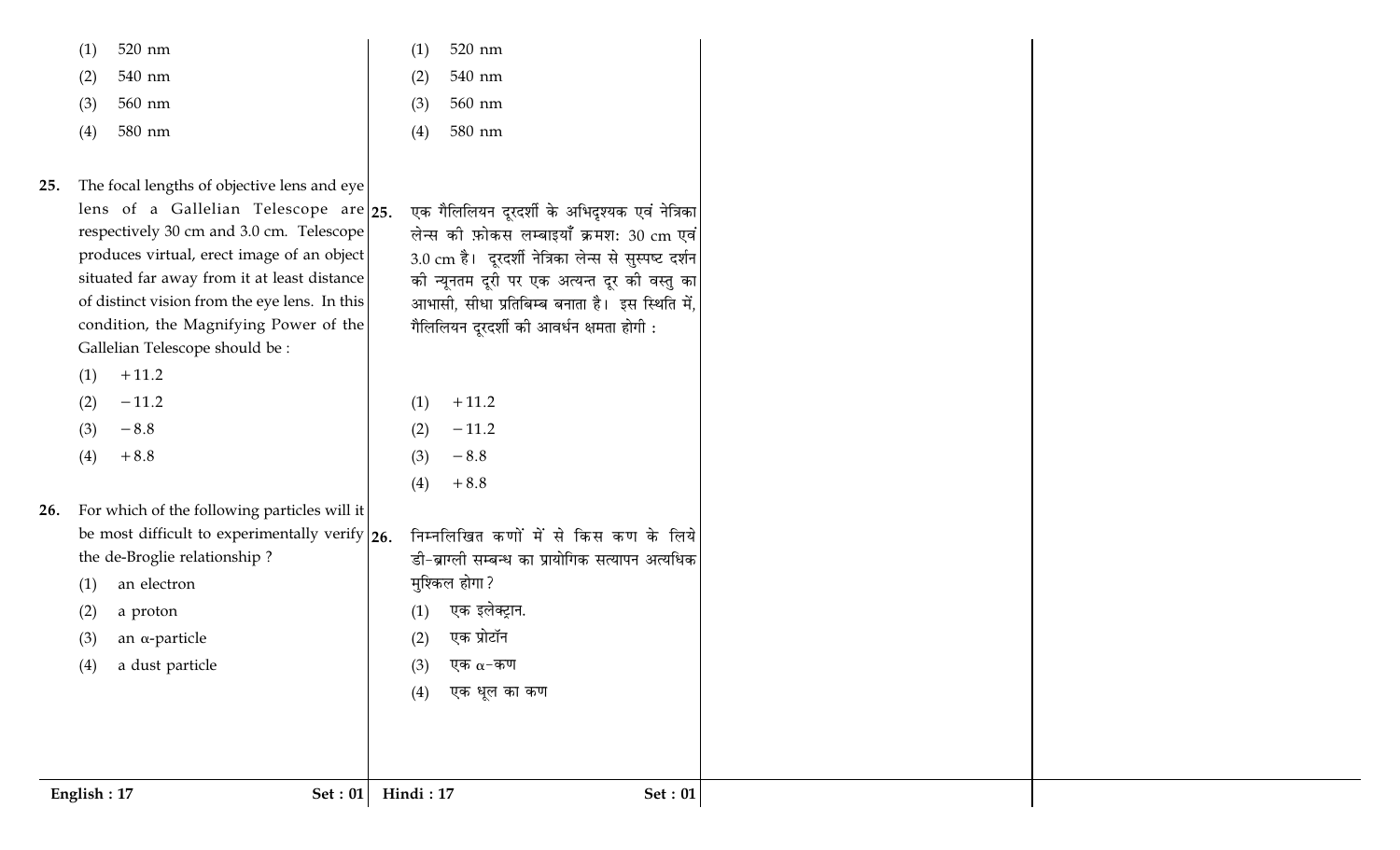(1) 520 nm

(2) 540 nm

(3) 560 nm

(4) 580 nm

(1) 520 nm

(2) 540 nm

(3) 560 nm

(4) 580 nm

**25.** The focal lengths of objective lens and eye lens of a Gallelian Telescope are respectively 30 cm and 3.0 cm. Telescope produces virtual, erect image of an object situated far away from it at least distance of distinct vision from the eye lens. In this condition, the Magnifying Power of the Gallelian Telescope should be :

(1) $+11.2$

(2) $-11.2$

(3) $-8.8$

(4) $+8.8$

**25.** एक गैलिलियन दूरदर्शी के अभिदृश्यक एवं नेत्रिका लेन्स की फ़ोकस लम्बाइयाँ क्रमशः 30 cm एवं 3.0 cm है। दूरदर्शी नेत्रिका लेन्स से सुस्पष्ट दर्शन की न्यूनतम दूरी पर एक अत्यन्त दूर की वस्तु का आभासी, सीधा प्रतिबिम्ब बनाता है। इस स्थिति में, गैलिलियन दूरदर्शी की आवर्धन क्षमता होगी :

(1) $+11.2$

(2) $-11.2$

(3) $-8.8$

(4) $+8.8$

**26.** For which of the following particles will it be most difficult to experimentally verify the de-Broglie relationship ?

(1) an electron

(2) a proton

(3) an $\alpha$-particle

(4) a dust particle

**26.** निम्नलिखित कणों में से किस कण के लिये डी-ब्राग्ली सम्बन्ध का प्रायोगिक सत्यापन अत्यधिक मुश्किल होगा ?

(1) एक इलेक्ट्रान.

(2) एक प्रोटॉन

(3) एक $\alpha$-कण

(4) एक धूल का कण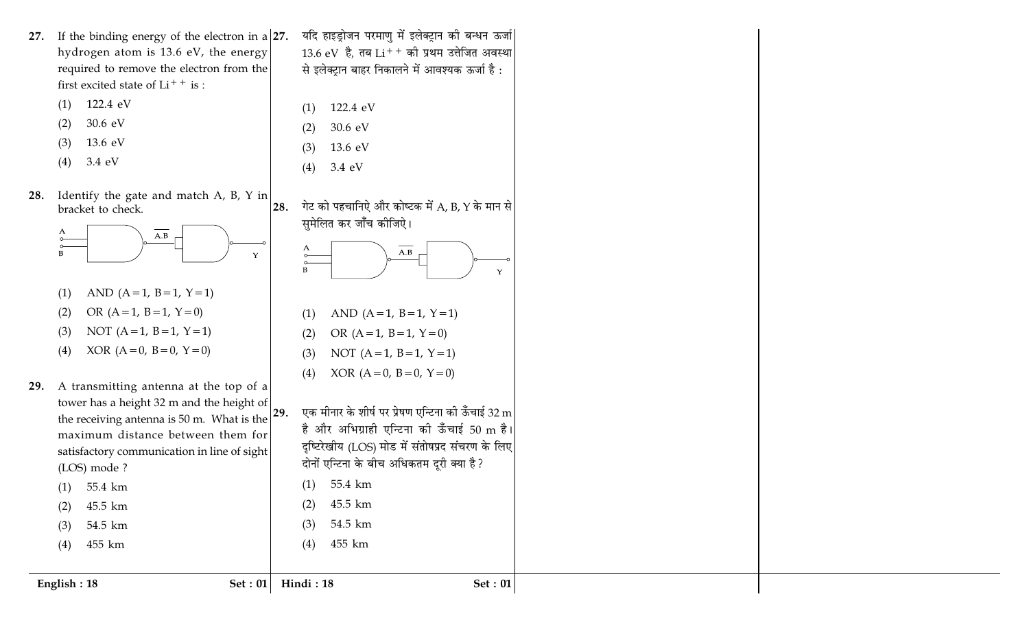27. If the binding energy of the electron in a hydrogen atom is 13.6 eV, the energy required to remove the electron from the first excited state of $Li^{++}$ is :

(1) 122.4 eV

(2) 30.6 eV

(3) 13.6 eV

(4) 3.4 eV

28. Identify the gate and match A, B, Y in bracket to check.

A, B → $\overline{A.B}$ → Y

(1) AND (A = 1, B = 1, Y = 1)

(2) OR (A = 1, B = 1, Y = 0)

(3) NOT (A = 1, B = 1, Y = 1)

(4) XOR (A = 0, B = 0, Y = 0)

29. A transmitting antenna at the top of a tower has a height 32 m and the height of the receiving antenna is 50 m. What is the maximum distance between them for satisfactory communication in line of sight (LOS) mode ?

(1) 55.4 km

(2) 45.5 km

(3) 54.5 km

(4) 455 km

27. यदि हाइड्रोजन परमाणु में इलेक्ट्रान की बन्धन ऊर्जा 13.6 eV है, तब $Li^{++}$ की प्रथम उत्तेजित अवस्था से इलेक्ट्रान बाहर निकालने में आवश्यक ऊर्जा है :

(1) 122.4 eV

(2) 30.6 eV

(3) 13.6 eV

(4) 3.4 eV

28. गेट को पहचानिऐ और कोष्टक में A, B, Y के मान से सुमेलित कर जाँच कीजिऐ।

A, B → $\overline{A.B}$ → Y

(1) AND (A = 1, B = 1, Y = 1)

(2) OR (A = 1, B = 1, Y = 0)

(3) NOT (A = 1, B = 1, Y = 1)

(4) XOR (A = 0, B = 0, Y = 0)

29. एक मीनार के शीर्ष पर प्रेषण एन्टिना की ऊँचाई 32 m है और अभिग्राही एन्टिना की ऊँचाई 50 m है। दृष्टिरेखीय (LOS) मोड में संतोषप्रद संचरण के लिए दोनों एन्टिना के बीच अधिकतम दूरी क्या है ?

(1) 55.4 km

(2) 45.5 km

(3) 54.5 km

(4) 455 km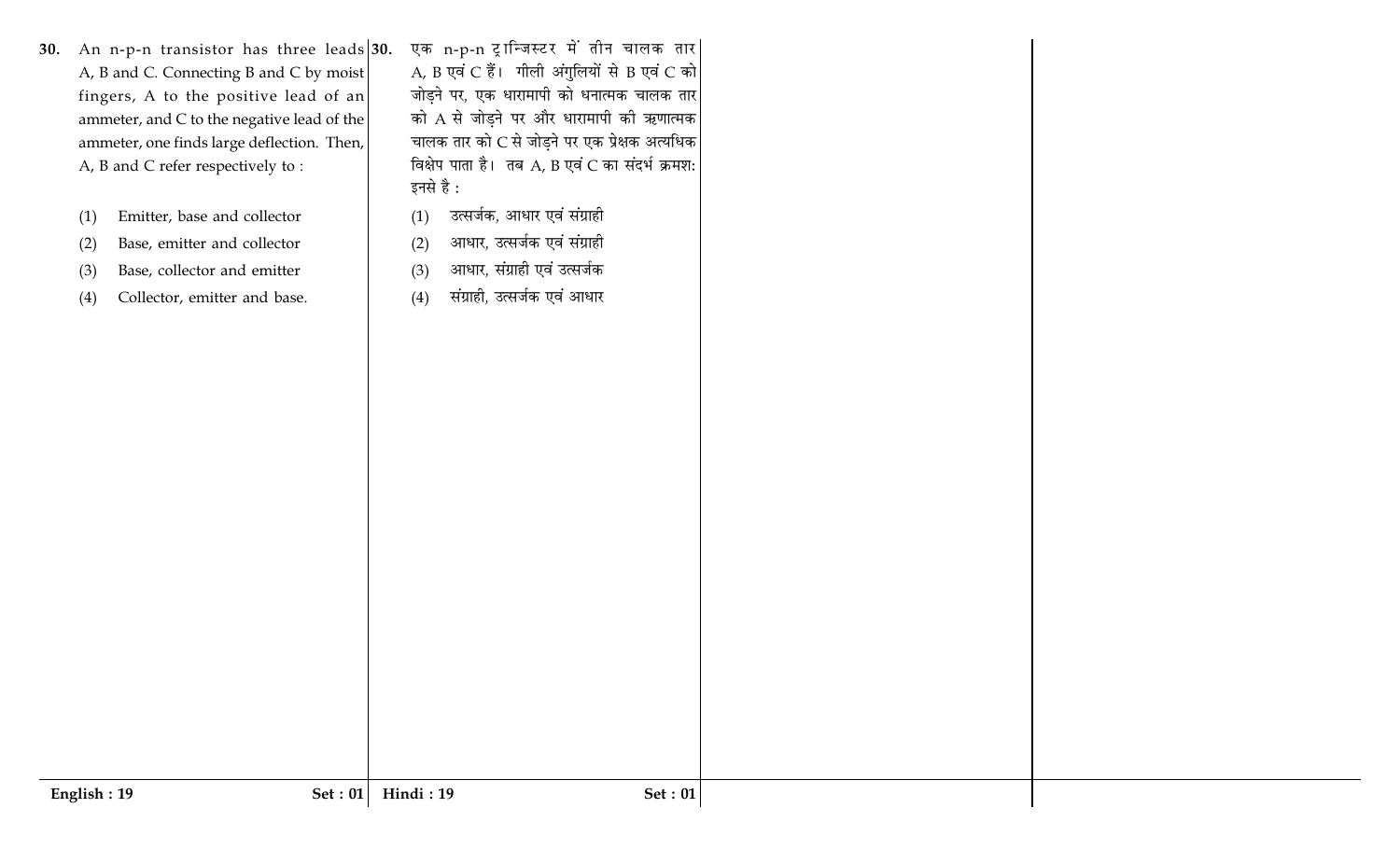**30.** An n-p-n transistor has three leads A, B and C. Connecting B and C by moist fingers, A to the positive lead of an ammeter, and C to the negative lead of the ammeter, one finds large deflection. Then, A, B and C refer respectively to :

(1) Emitter, base and collector

(2) Base, emitter and collector

(3) Base, collector and emitter

(4) Collector, emitter and base.

**30.** एक n-p-n ट्रान्जिस्टर में तीन चालक तार A, B एवं C हैं। गीली अंगुलियों से B एवं C को जोड़ने पर, एक धारामापी को धनात्मक चालक तार को A से जोड़ने पर और धारामापी की ऋणात्मक चालक तार को C से जोड़ने पर एक प्रेक्षक अत्यधिक विक्षेप पाता है। तब A, B एवं C का संदर्भ क्रमश: इनसे है :

(1) उत्सर्जक, आधार एवं संग्राही

(2) आधार, उत्सर्जक एवं संग्राही

(3) आधार, संग्राही एवं उत्सर्जक

(4) संग्राही, उत्सर्जक एवं आधार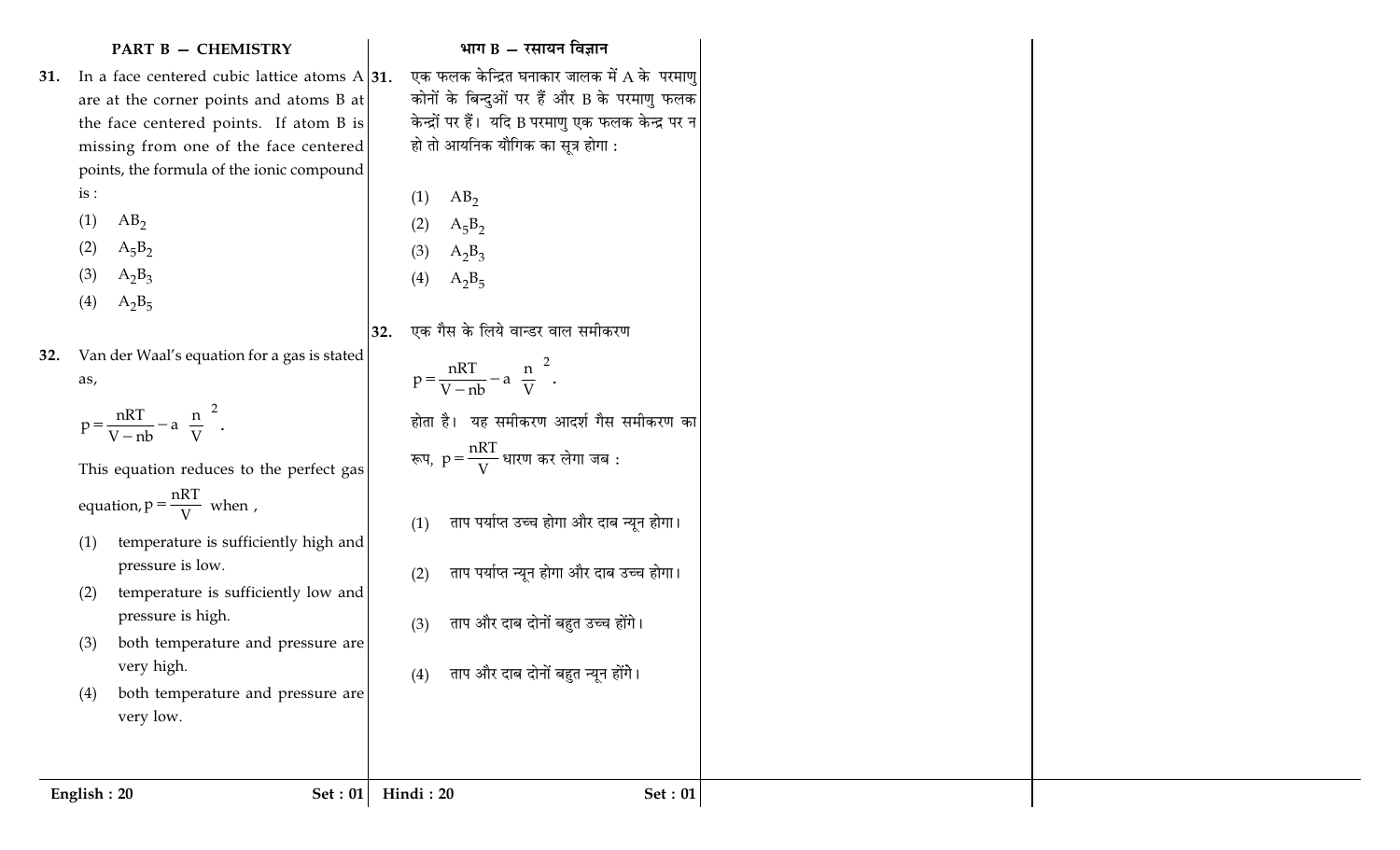## PART B — CHEMISTRY

**31.** In a face centered cubic lattice atoms A are at the corner points and atoms B at the face centered points. If atom B is missing from one of the face centered points, the formula of the ionic compound is :

(1) $AB_2$

(2) $A_5B_2$

(3) $A_2B_3$

(4) $A_2B_5$

**32.** Van der Waal's equation for a gas is stated as,

$$p=\frac{nRT}{V-nb}-a\left(\frac{n}{V}\right)^2.$$

This equation reduces to the perfect gas equation, $p=\frac{nRT}{V}$ when ,

(1) temperature is sufficiently high and pressure is low.

(2) temperature is sufficiently low and pressure is high.

(3) both temperature and pressure are very high.

(4) both temperature and pressure are very low.

## भाग B — रसायन विज्ञान

**31.** एक फलक केन्द्रित घनाकार जालक में A के परमाणु कोनों के बिन्दुओं पर हैं और B के परमाणु फलक केन्द्रों पर हैं। यदि B परमाणु एक फलक केन्द्र पर न हो तो आयनिक यौगिक का सूत्र होगा :

(1) $AB_2$

(2) $A_5B_2$

(3) $A_2B_3$

(4) $A_2B_5$

**32.** एक गैस के लिये वान्डर वाल समीकरण

$$p=\frac{nRT}{V-nb}-a\left(\frac{n}{V}\right)^2.$$

होता है। यह समीकरण आदर्श गैस समीकरण का रूप, $p=\frac{nRT}{V}$ धारण कर लेगा जब :

(1) ताप पर्याप्त उच्च होगा और दाब न्यून होगा।

(2) ताप पर्याप्त न्यून होगा और दाब उच्च होगा।

(3) ताप और दाब दोनों बहुत उच्च होंगे।

(4) ताप और दाब दोनों बहुत न्यून होंगे।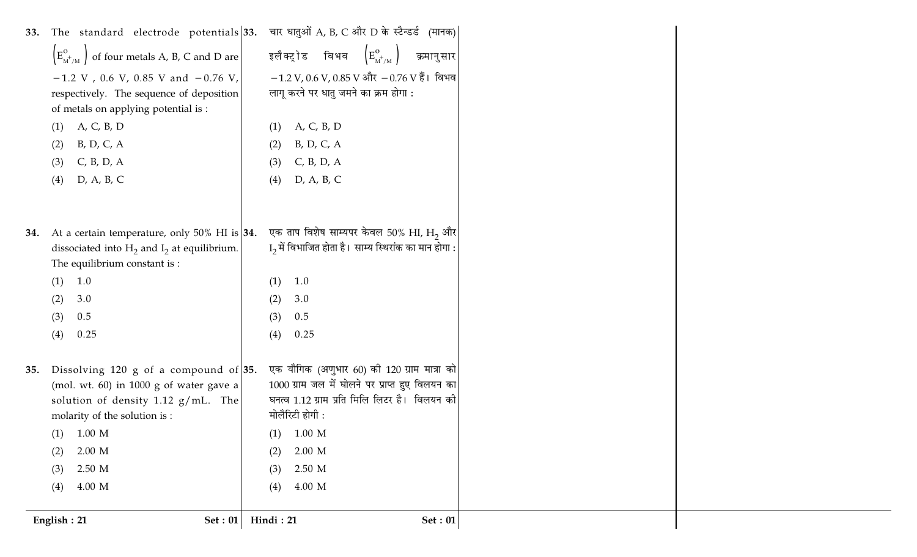**33.** The standard electrode potentials $\left(E^{o}_{M^{+}/M}\right)$ of four metals A, B, C and D are $-1.2$ V , 0.6 V, 0.85 V and $-0.76$ V, respectively. The sequence of deposition of metals on applying potential is :

(1) A, C, B, D

(2) B, D, C, A

(3) C, B, D, A

(4) D, A, B, C

**34.** At a certain temperature, only 50% HI is dissociated into $H_2$ and $I_2$ at equilibrium. The equilibrium constant is :

(1) 1.0

(2) 3.0

(3) 0.5

(4) 0.25

**35.** Dissolving 120 g of a compound of (mol. wt. 60) in 1000 g of water gave a solution of density 1.12 g/mL. The molarity of the solution is :

(1) 1.00 M

(2) 2.00 M

(3) 2.50 M

(4) 4.00 M

**33.** चार धातुओं A, B, C और D के स्टैन्डर्ड (मानक) इलैक्ट्रोड विभव $\left(E^{o}_{M^{+}/M}\right)$ क्रमानुसार $-1.2$ V, 0.6 V, 0.85 V और $-0.76$ V हैं। विभव लागू करने पर धातु जमने का क्रम होगा :

(1) A, C, B, D

(2) B, D, C, A

(3) C, B, D, A

(4) D, A, B, C

**34.** एक ताप विशेष साम्यपर केवल 50% HI, $H_2$ और $I_2$ में विभाजित होता है। साम्य स्थिरांक का मान होगा :

(1) 1.0

(2) 3.0

(3) 0.5

(4) 0.25

**35.** एक यौगिक (अणुभार 60) की 120 ग्राम मात्रा को 1000 ग्राम जल में घोलने पर प्राप्त हुए विलयन का घनत्व 1.12 ग्राम प्रति मिलि लिटर है। विलयन की मोलैरिटी होगी :

(1) 1.00 M

(2) 2.00 M

(3) 2.50 M

(4) 4.00 M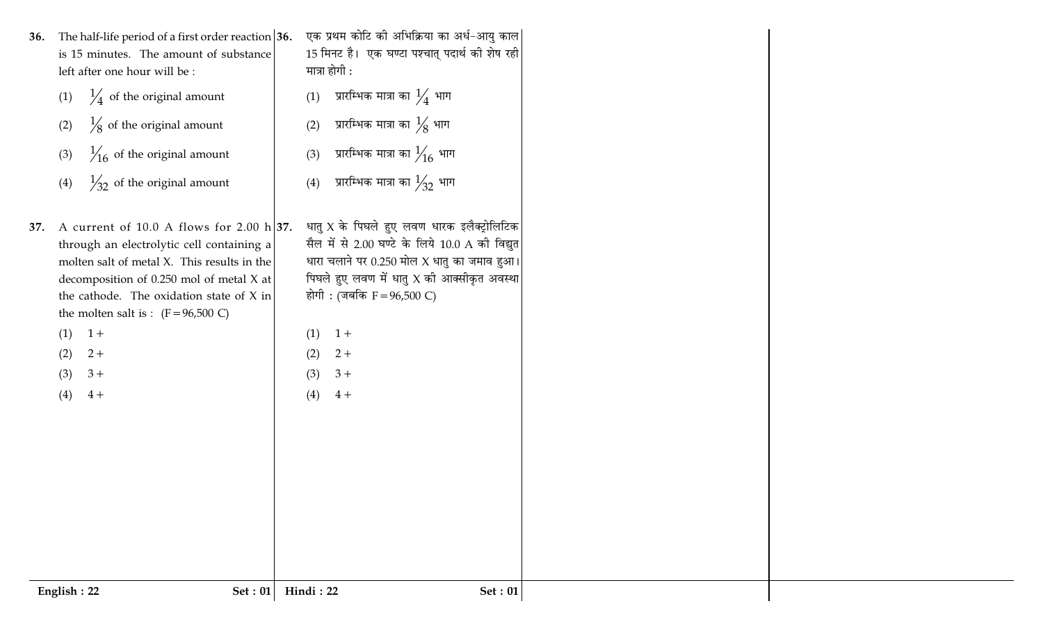36. The half-life period of a first order reaction is 15 minutes. The amount of substance left after one hour will be :

(1) $\frac{1}{4}$ of the original amount

(2) $\frac{1}{8}$ of the original amount

(3) $\frac{1}{16}$ of the original amount

(4) $\frac{1}{32}$ of the original amount

37. A current of 10.0 A flows for 2.00 h through an electrolytic cell containing a molten salt of metal X. This results in the decomposition of 0.250 mol of metal X at the cathode. The oxidation state of X in the molten salt is : (F = 96,500 C)

(1) 1 +

(2) 2 +

(3) 3 +

(4) 4 +

36. एक प्रथम कोटि की अभिक्रिया का अर्ध-आयु काल 15 मिनट है। एक घण्टा पश्चात् पदार्थ की शेष रही मात्रा होगी :

(1) प्रारम्भिक मात्रा का $\frac{1}{4}$ भाग

(2) प्रारम्भिक मात्रा का $\frac{1}{8}$ भाग

(3) प्रारम्भिक मात्रा का $\frac{1}{16}$ भाग

(4) प्रारम्भिक मात्रा का $\frac{1}{32}$ भाग

37. धातु X के पिघले हुए लवण धारक इलैक्ट्रोलिटिक सैल में से 2.00 घण्टे के लिये 10.0 A की विद्युत धारा चलाने पर 0.250 मोल X धातु का जमाव हुआ। पिघले हुए लवण में धातु X की आक्सीकृत अवस्था होगी : (जबकि F = 96,500 C)

(1) 1 +

(2) 2 +

(3) 3 +

(4) 4 +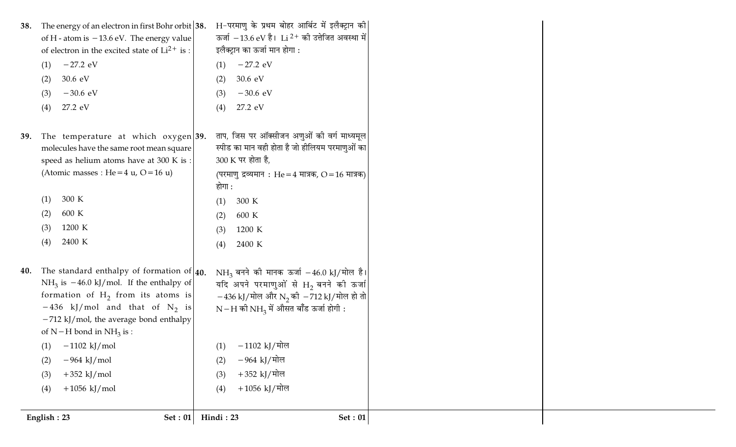**38.** The energy of an electron in first Bohr orbit of H - atom is $-13.6$ eV. The energy value of electron in the excited state of $Li^{2+}$ is :

(1) $-27.2$ eV

(2) $30.6$ eV

(3) $-30.6$ eV

(4) $27.2$ eV

**38.** H-परमाणु के प्रथम बोहर आर्बिट में इलैक्ट्रान की ऊर्जा $-13.6$ eV है। $Li^{2+}$ की उत्तेजित अवस्था में इलैक्ट्रान का ऊर्जा मान होगा :

(1) $-27.2$ eV

(2) $30.6$ eV

(3) $-30.6$ eV

(4) $27.2$ eV

**39.** The temperature at which oxygen molecules have the same root mean square speed as helium atoms have at 300 K is :
(Atomic masses : He = 4 u, O = 16 u)

(1) 300 K

(2) 600 K

(3) 1200 K

(4) 2400 K

**39.** ताप, जिस पर ऑक्सीजन अणुओं की वर्ग माध्यमूल स्पीड का मान वही होता है जो हीलियम परमाणुओं का 300 K पर होता है,
(परमाणु द्रव्यमान : He = 4 मात्रक, O = 16 मात्रक) होगा :

(1) 300 K

(2) 600 K

(3) 1200 K

(4) 2400 K

**40.** The standard enthalpy of formation of $NH_3$ is $-46.0$ kJ/mol. If the enthalpy of formation of $H_2$ from its atoms is $-436$ kJ/mol and that of $N_2$ is $-712$ kJ/mol, the average bond enthalpy of N–H bond in $NH_3$ is :

(1) $-1102$ kJ/mol

(2) $-964$ kJ/mol

(3) $+352$ kJ/mol

(4) $+1056$ kJ/mol

**40.** $NH_3$ बनने की मानक ऊर्जा $-46.0$ kJ/मोल है। यदि अपने परमाणुओं से $H_2$ बनने की ऊर्जा $-436$ kJ/मोल और $N_2$ की $-712$ kJ/मोल हो तो N–H की $NH_3$ में औसत बाँड ऊर्जा होगी :

(1) $-1102$ kJ/मोल

(2) $-964$ kJ/मोल

(3) $+352$ kJ/मोल

(4) $+1056$ kJ/मोल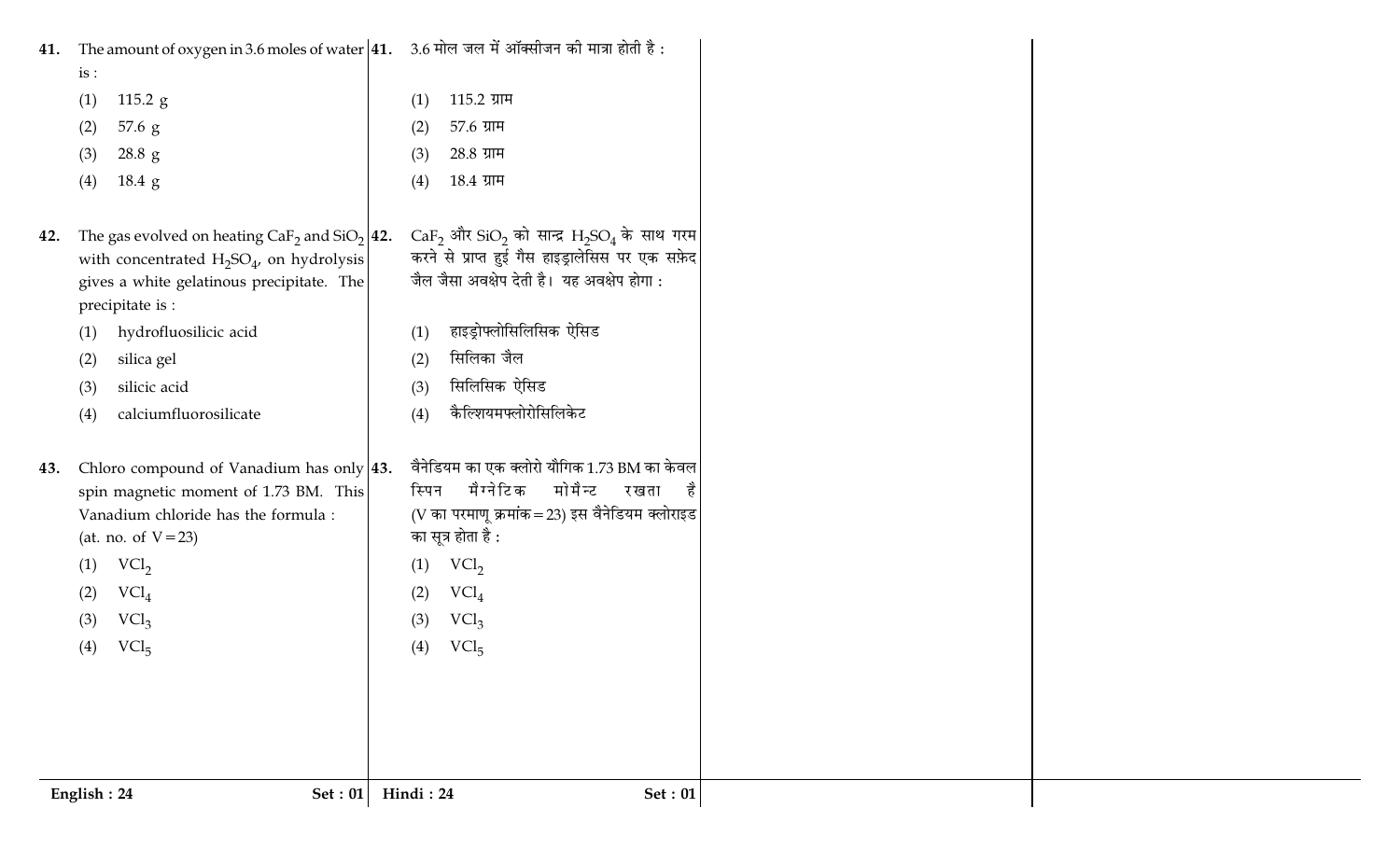41. The amount of oxygen in 3.6 moles of water is :

(1) 115.2 g

(2) 57.6 g

(3) 28.8 g

(4) 18.4 g

42. The gas evolved on heating $CaF_2$ and $SiO_2$ with concentrated $H_2SO_4$, on hydrolysis gives a white gelatinous precipitate. The precipitate is :

(1) hydrofluosilicic acid

(2) silica gel

(3) silicic acid

(4) calciumfluorosilicate

43. Chloro compound of Vanadium has only spin magnetic moment of 1.73 BM. This Vanadium chloride has the formula : (at. no. of V = 23)

(1) $VCl_2$

(2) $VCl_4$

(3) $VCl_3$

(4) $VCl_5$

41. 3.6 मोल जल में ऑक्सीजन की मात्रा होती है :

(1) 115.2 ग्राम

(2) 57.6 ग्राम

(3) 28.8 ग्राम

(4) 18.4 ग्राम

42. $CaF_2$ और $SiO_2$ को सान्द्र $H_2SO_4$ के साथ गरम करने से प्राप्त हुई गैस हाइड्रालेसिस पर एक सफ़ेद जैल जैसा अवक्षेप देती है। यह अवक्षेप होगा :

(1) हाइड्रोफ्लोसिलिसिक ऐसिड

(2) सिलिका जैल

(3) सिलिसिक ऐसिड

(4) कैल्शियमफ्लोरोसिलिकेट

43. वैनेडियम का एक क्लोरो यौगिक 1.73 BM का केवल स्पिन मैग्नेटिक मोमैन्ट रखता है (V का परमाणू क्रमांक = 23) इस वैनेडियम क्लोराइड का सूत्र होता है :

(1) $VCl_2$

(2) $VCl_4$

(3) $VCl_3$

(4) $VCl_5$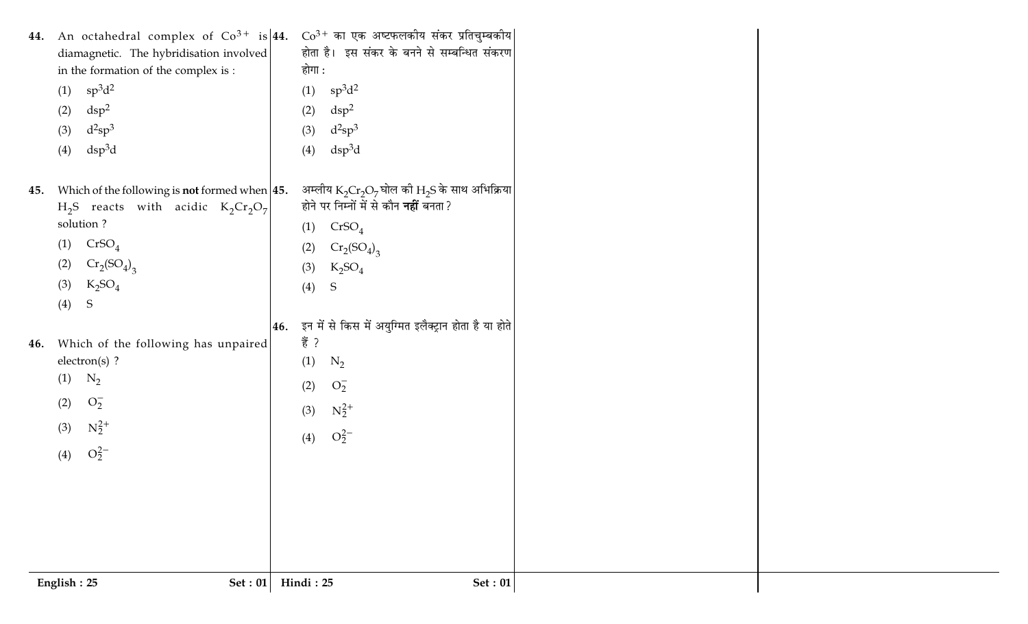44. An octahedral complex of $Co^{3+}$ is diamagnetic. The hybridisation involved in the formation of the complex is :

(1) $sp^3d^2$

(2) $dsp^2$

(3) $d^2sp^3$

(4) $dsp^3d$

45. Which of the following is **not** formed when $H_2S$ reacts with acidic $K_2Cr_2O_7$ solution ?

(1) $CrSO_4$

(2) $Cr_2(SO_4)_3$

(3) $K_2SO_4$

(4) S

46. Which of the following has unpaired electron(s) ?

(1) $N_2$

(2) $O_2^-$

(3) $N_2^{2+}$

(4) $O_2^{2-}$

44. $Co^{3+}$ का एक अष्टफलकीय संकर प्रतिचुम्बकीय होता है। इस संकर के बनने से सम्बन्धित संकरण होगा :

(1) $sp^3d^2$

(2) $dsp^2$

(3) $d^2sp^3$

(4) $dsp^3d$

45. अम्लीय $K_2Cr_2O_7$ घोल की $H_2S$ के साथ अभिक्रिया होने पर निम्नों में से कौन **नहीं** बनता ?

(1) $CrSO_4$

(2) $Cr_2(SO_4)_3$

(3) $K_2SO_4$

(4) S

46. इन में से किस में अयुग्मित इलैक्ट्रान होता है या होते हैं ?

(1) $N_2$

(2) $O_2^-$

(3) $N_2^{2+}$

(4) $O_2^{2-}$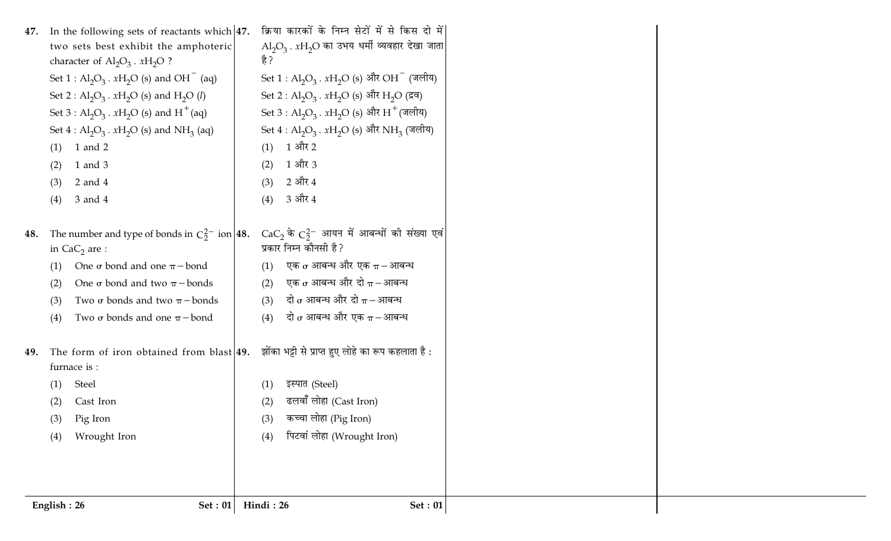47. In the following sets of reactants which two sets best exhibit the amphoteric character of $Al_2O_3 . xH_2O$ ?

Set 1 : $Al_2O_3 . xH_2O$ (s) and $OH^-$ (aq)

Set 2 : $Al_2O_3 . xH_2O$ (s) and $H_2O$ (*l*)

Set 3 : $Al_2O_3 . xH_2O$ (s) and $H^+$(aq)

Set 4 : $Al_2O_3 . xH_2O$ (s) and $NH_3$ (aq)

(1) 1 and 2
(2) 1 and 3
(3) 2 and 4
(4) 3 and 4

48. The number and type of bonds in $C_2^{2-}$ ion in $CaC_2$ are :

(1) One σ bond and one π – bond
(2) One σ bond and two π – bonds
(3) Two σ bonds and two π – bonds
(4) Two σ bonds and one π – bond

49. The form of iron obtained from blast furnace is :

(1) Steel
(2) Cast Iron
(3) Pig Iron
(4) Wrought Iron

47. क्रिया कारकों के निम्न सेटों में से किस दो में $Al_2O_3 . xH_2O$ का उभय धर्मी व्यवहार देखा जाता है?

Set 1 : $Al_2O_3 . xH_2O$ (s) और $OH^-$ (जलीय)

Set 2 : $Al_2O_3 . xH_2O$ (s) और $H_2O$ (द्रव)

Set 3 : $Al_2O_3 . xH_2O$ (s) और $H^+$ (जलीय)

Set 4 : $Al_2O_3 . xH_2O$ (s) और $NH_3$ (जलीय)

(1) 1 और 2
(2) 1 और 3
(3) 2 और 4
(4) 3 और 4

48. $CaC_2$ के $C_2^{2-}$ आयन में आबन्धों की संख्या एवं प्रकार निम्न कौनसी है?

(1) एक σ आबन्ध और एक π – आबन्ध
(2) एक σ आबन्ध और दो π – आबन्ध
(3) दो σ आबन्ध और दो π – आबन्ध
(4) दो σ आबन्ध और एक π – आबन्ध

49. झोंका भट्टी से प्राप्त हुए लोहे का रूप कहलाता है :

(1) इस्पात (Steel)
(2) ढलवाँ लोहा (Cast Iron)
(3) कच्चा लोहा (Pig Iron)
(4) पिटवां लोहा (Wrought Iron)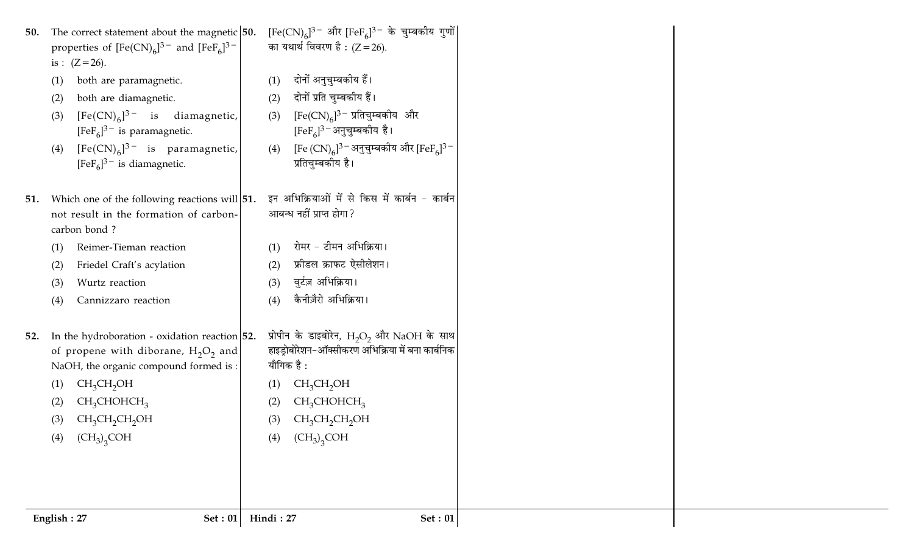50. The correct statement about the magnetic properties of $[Fe(CN)_6]^{3-}$ and $[FeF_6]^{3-}$ is : (Z=26).

(1) both are paramagnetic.

(2) both are diamagnetic.

(3) $[Fe(CN)_6]^{3-}$ is diamagnetic, $[FeF_6]^{3-}$ is paramagnetic.

(4) $[Fe(CN)_6]^{3-}$ is paramagnetic, $[FeF_6]^{3-}$ is diamagnetic.

51. Which one of the following reactions will not result in the formation of carbon-carbon bond ?

(1) Reimer-Tieman reaction

(2) Friedel Craft's acylation

(3) Wurtz reaction

(4) Cannizzaro reaction

52. In the hydroboration - oxidation reaction of propene with diborane, $H_2O_2$ and NaOH, the organic compound formed is :

(1) $CH_3CH_2OH$

(2) $CH_3CHOHCH_3$

(3) $CH_3CH_2CH_2OH$

(4) $(CH_3)_3COH$

50. $[Fe(CN)_6]^{3-}$ और $[FeF_6]^{3-}$ के चुम्बकीय गुणों का यथार्थ विवरण है : (Z=26).

(1) दोनों अनुचुम्बकीय हैं।

(2) दोनों प्रति चुम्बकीय हैं।

(3) $[Fe(CN)_6]^{3-}$ प्रतिचुम्बकीय और $[FeF_6]^{3-}$ अनुचुम्बकीय है।

(4) $[Fe(CN)_6]^{3-}$ अनुचुम्बकीय और $[FeF_6]^{3-}$ प्रतिचुम्बकीय है।

51. इन अभिक्रियाओं में से किस में कार्बन - कार्बन आबन्ध नहीं प्राप्त होगा ?

(1) रोमर - टीमन अभिक्रिया।

(2) फ्रीडल क्राफट ऐसीलेशन।

(3) वुर्टज़ अभिक्रिया।

(4) कैनीज़ैरो अभिक्रिया।

52. प्रोपीन के डाइबोरेन, $H_2O_2$ और NaOH के साथ हाइड्रोबोरेशन-ऑक्सीकरण अभिक्रिया में बना कार्बनिक यौगिक है :

(1) $CH_3CH_2OH$

(2) $CH_3CHOHCH_3$

(3) $CH_3CH_2CH_2OH$

(4) $(CH_3)_3COH$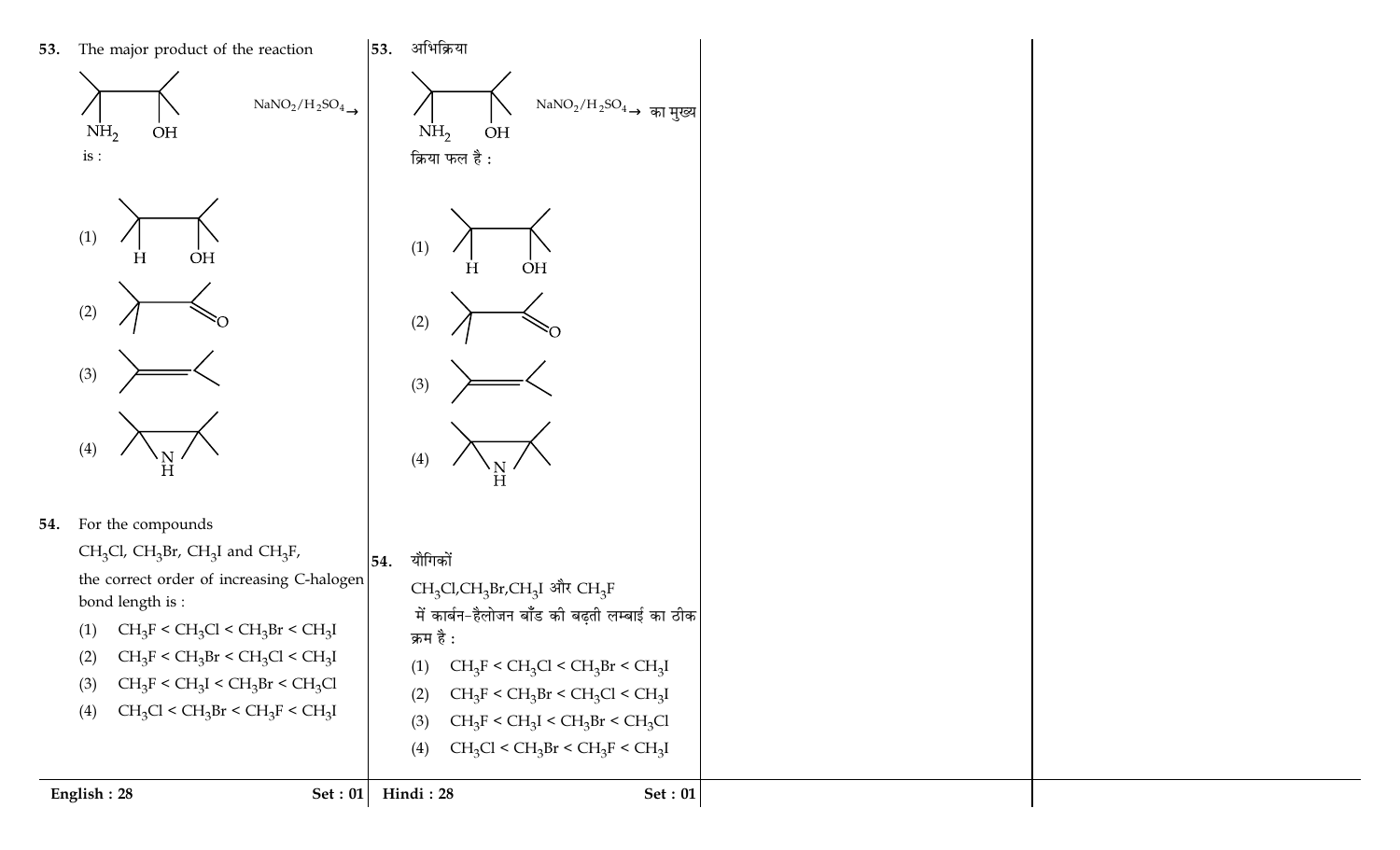**53.** The major product of the reaction

$NH_2$ &nbsp; OH &nbsp; $\xrightarrow{NaNO_2/H_2SO_4}$

is :

(1) H &nbsp; OH

(2) O

(3)

(4) N H

**54.** For the compounds

$CH_3Cl$, $CH_3Br$, $CH_3I$ and $CH_3F$,

the correct order of increasing C-halogen bond length is :

(1) $CH_3F < CH_3Cl < CH_3Br < CH_3I$

(2) $CH_3F < CH_3Br < CH_3Cl < CH_3I$

(3) $CH_3F < CH_3I < CH_3Br < CH_3Cl$

(4) $CH_3Cl < CH_3Br < CH_3F < CH_3I$

**53.** अभिक्रिया

$NH_2$ &nbsp; OH &nbsp; $\xrightarrow{NaNO_2/H_2SO_4}$ का मुख्य क्रिया फल है :

(1) H &nbsp; OH

(2) O

(3)

(4) N H

**54.** यौगिकों

$CH_3Cl$,$CH_3Br$,$CH_3I$ और $CH_3F$

में कार्बन-हैलोजन बाँड की बढ़ती लम्बाई का ठीक क्रम है :

(1) $CH_3F < CH_3Cl < CH_3Br < CH_3I$

(2) $CH_3F < CH_3Br < CH_3Cl < CH_3I$

(3) $CH_3F < CH_3I < CH_3Br < CH_3Cl$

(4) $CH_3Cl < CH_3Br < CH_3F < CH_3I$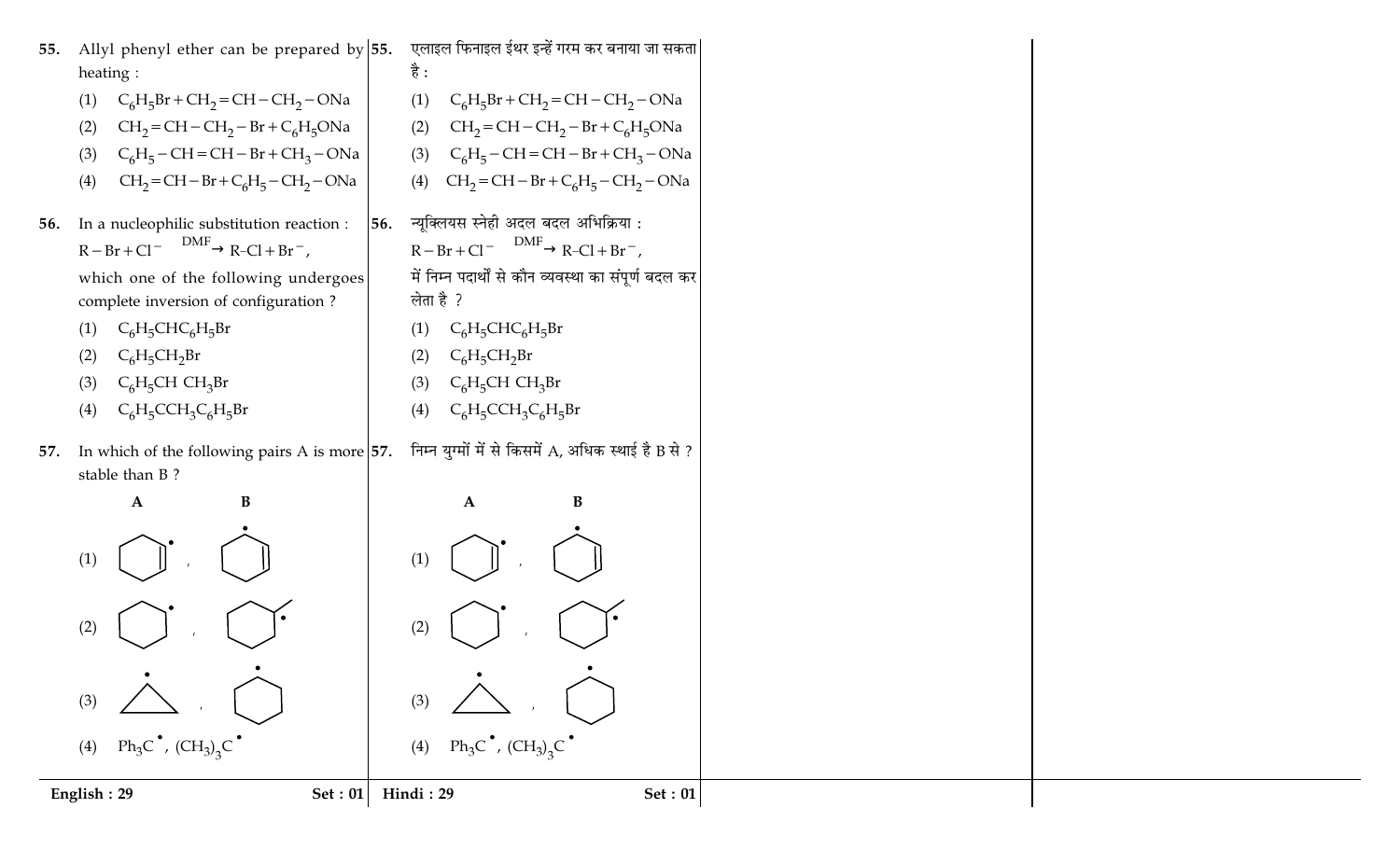55. Allyl phenyl ether can be prepared by heating :

(1) $C_6H_5Br + CH_2=CH-CH_2-ONa$

(2) $CH_2=CH-CH_2-Br + C_6H_5ONa$

(3) $C_6H_5-CH=CH-Br + CH_3-ONa$

(4) $CH_2=CH-Br + C_6H_5-CH_2-ONa$

55. एलाइल फिनाइल ईथर इन्हें गरम कर बनाया जा सकता है :

(1) $C_6H_5Br + CH_2=CH-CH_2-ONa$

(2) $CH_2=CH-CH_2-Br + C_6H_5ONa$

(3) $C_6H_5-CH=CH-Br + CH_3-ONa$

(4) $CH_2=CH-Br + C_6H_5-CH_2-ONa$

56. In a nucleophilic substitution reaction : $R-Br + Cl^- \xrightarrow{DMF} R\text{–}Cl + Br^-$, which one of the following undergoes complete inversion of configuration ?

(1) $C_6H_5CHC_6H_5Br$

(2) $C_6H_5CH_2Br$

(3) $C_6H_5CH\ CH_3Br$

(4) $C_6H_5CCH_3C_6H_5Br$

56. न्यूक्लियस स्नेही अदल बदल अभिक्रिया : $R-Br + Cl^- \xrightarrow{DMF} R\text{–}Cl + Br^-$, में निम्न पदार्थों से कौन व्यवस्था का संपूर्ण बदल कर लेता है ?

(1) $C_6H_5CHC_6H_5Br$

(2) $C_6H_5CH_2Br$

(3) $C_6H_5CH\ CH_3Br$

(4) $C_6H_5CCH_3C_6H_5Br$

57. In which of the following pairs A is more stable than B ?

| | A | B |
|---|---|---|
| (1) | (cyclohexenyl radical, radical on carbon adjacent to C=C) | (cyclohexenyl radical, radical on carbon not adjacent to C=C) |
| (2) | (cyclohexyl radical) | (1-methylcyclohexyl radical) |
| (3) | (cyclopropyl radical) | (cyclohexyl radical) |
| (4) | $Ph_3C^{\bullet}$ | $(CH_3)_3C^{\bullet}$ |

57. निम्न युग्मों में से किसमें A, अधिक स्थाई है B से ?

| | A | B |
|---|---|---|
| (1) | (cyclohexenyl radical, radical on carbon adjacent to C=C) | (cyclohexenyl radical, radical on carbon not adjacent to C=C) |
| (2) | (cyclohexyl radical) | (1-methylcyclohexyl radical) |
| (3) | (cyclopropyl radical) | (cyclohexyl radical) |
| (4) | $Ph_3C^{\bullet}$ | $(CH_3)_3C^{\bullet}$ |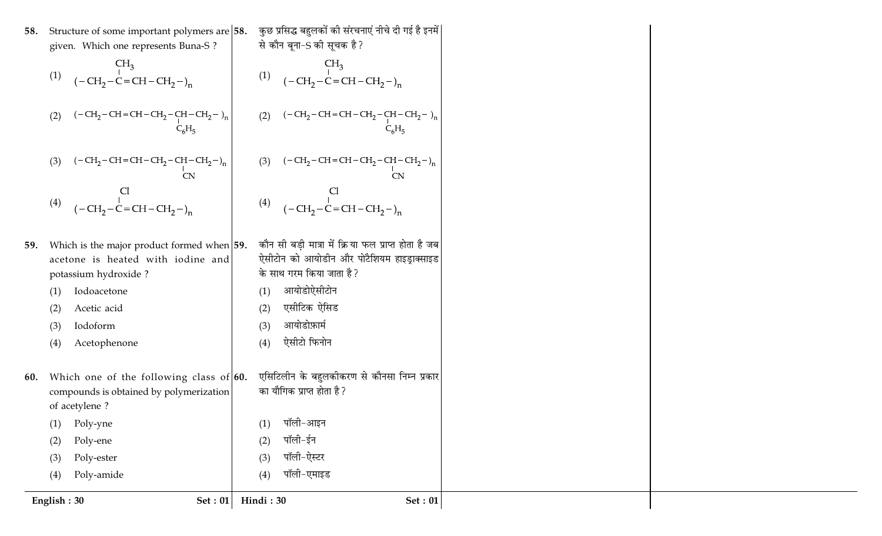58. Structure of some important polymers are given. Which one represents Buna-S ?

(1) $(-CH_2-\underset{}{\overset{CH_3}{\overset{|}{C}}}=CH-CH_2-)_n$

(2) $(-CH_2-CH=CH-CH_2-\underset{\underset{C_6H_5}{|}}{CH}-CH_2-)_n$

(3) $(-CH_2-CH=CH-CH_2-\underset{\underset{CN}{|}}{CH}-CH_2-)_n$

(4) $(-CH_2-\overset{Cl}{\overset{|}{C}}=CH-CH_2-)_n$

58. कुछ प्रसिद्ध बहुलकों की संरचनाएं नीचे दी गई है इनमें से कौन बूना-S की सूचक है ?

(1) $(-CH_2-\overset{CH_3}{\overset{|}{C}}=CH-CH_2-)_n$

(2) $(-CH_2-CH=CH-CH_2-\underset{\underset{C_6H_5}{|}}{CH}-CH_2-)_n$

(3) $(-CH_2-CH=CH-CH_2-\underset{\underset{CN}{|}}{CH}-CH_2-)_n$

(4) $(-CH_2-\overset{Cl}{\overset{|}{C}}=CH-CH_2-)_n$

59. Which is the major product formed when acetone is heated with iodine and potassium hydroxide ?

(1) Iodoacetone
(2) Acetic acid
(3) Iodoform
(4) Acetophenone

59. कौन सी बड़ी मात्रा में क्रिया फल प्राप्त होता है जब ऐसीटोन को आयोडीन और पोटैशियम हाइड्राक्साइड के साथ गरम किया जाता है ?

(1) आयोडोऐसीटोन
(2) एसीटिक ऐसिड
(3) आयोडोफ़ार्म
(4) ऐसीटो फिनोन

60. Which one of the following class of compounds is obtained by polymerization of acetylene ?

(1) Poly-yne
(2) Poly-ene
(3) Poly-ester
(4) Poly-amide

60. एसिटिलीन के बहुलकीकरण से कौनसा निम्न प्रकार का यौगिक प्राप्त होता है ?

(1) पॉली-आइन
(2) पॉली-ईन
(3) पॉली-ऐस्टर
(4) पॉली-एमाइड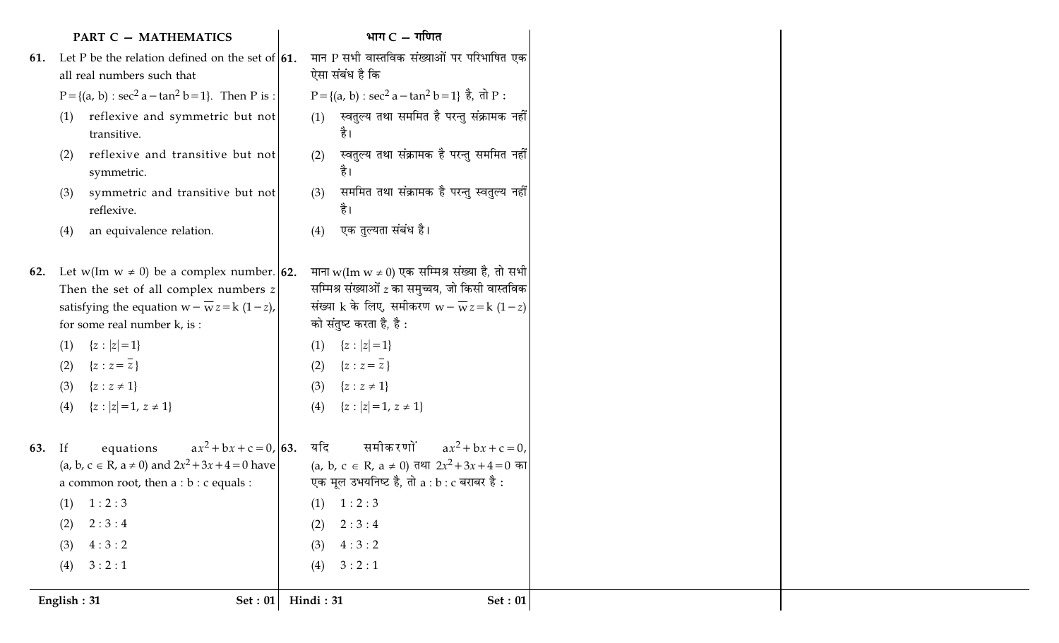## PART C — MATHEMATICS

**61.** Let P be the relation defined on the set of all real numbers such that

$P = \{(a, b) : \sec^2 a - \tan^2 b = 1\}$. Then P is :

(1) reflexive and symmetric but not transitive.

(2) reflexive and transitive but not symmetric.

(3) symmetric and transitive but not reflexive.

(4) an equivalence relation.

**62.** Let $w (\text{Im } w \neq 0)$ be a complex number. Then the set of all complex numbers $z$ satisfying the equation $w - \overline{w} z = k(1 - z)$, for some real number k, is :

(1) $\{z : |z| = 1\}$

(2) $\{z : z = \overline{z}\}$

(3) $\{z : z \neq 1\}$

(4) $\{z : |z| = 1, z \neq 1\}$

**63.** If equations $ax^2 + bx + c = 0$, $(a, b, c \in R, a \neq 0)$ and $2x^2 + 3x + 4 = 0$ have a common root, then a : b : c equals :

(1) 1 : 2 : 3

(2) 2 : 3 : 4

(3) 4 : 3 : 2

(4) 3 : 2 : 1

## भाग C — गणित

**61.** मान P सभी वास्तविक संख्याओं पर परिभाषित एक ऐसा संबंध है कि

$P = \{(a, b) : \sec^2 a - \tan^2 b = 1\}$ है, तो P :

(1) स्वतुल्य तथा सममित है परन्तु संक्रामक नहीं है।

(2) स्वतुल्य तथा संक्रामक है परन्तु सममित नहीं है।

(3) सममित तथा संक्रामक है परन्तु स्वतुल्य नहीं है।

(4) एक तुल्यता संबंध है।

**62.** माना $w (\text{Im } w \neq 0)$ एक सम्मिश्र संख्या है, तो सभी सम्मिश्र संख्याओं $z$ का समुच्चय, जो किसी वास्तविक संख्या k के लिए, समीकरण $w - \overline{w} z = k(1 - z)$ को संतुष्ट करता है, है :

(1) $\{z : |z| = 1\}$

(2) $\{z : z = \overline{z}\}$

(3) $\{z : z \neq 1\}$

(4) $\{z : |z| = 1, z \neq 1\}$

**63.** यदि समीकरणों $ax^2 + bx + c = 0$, $(a, b, c \in R, a \neq 0)$ तथा $2x^2 + 3x + 4 = 0$ का एक मूल उभयनिष्ट है, तो a : b : c बराबर है :

(1) 1 : 2 : 3

(2) 2 : 3 : 4

(3) 4 : 3 : 2

(4) 3 : 2 : 1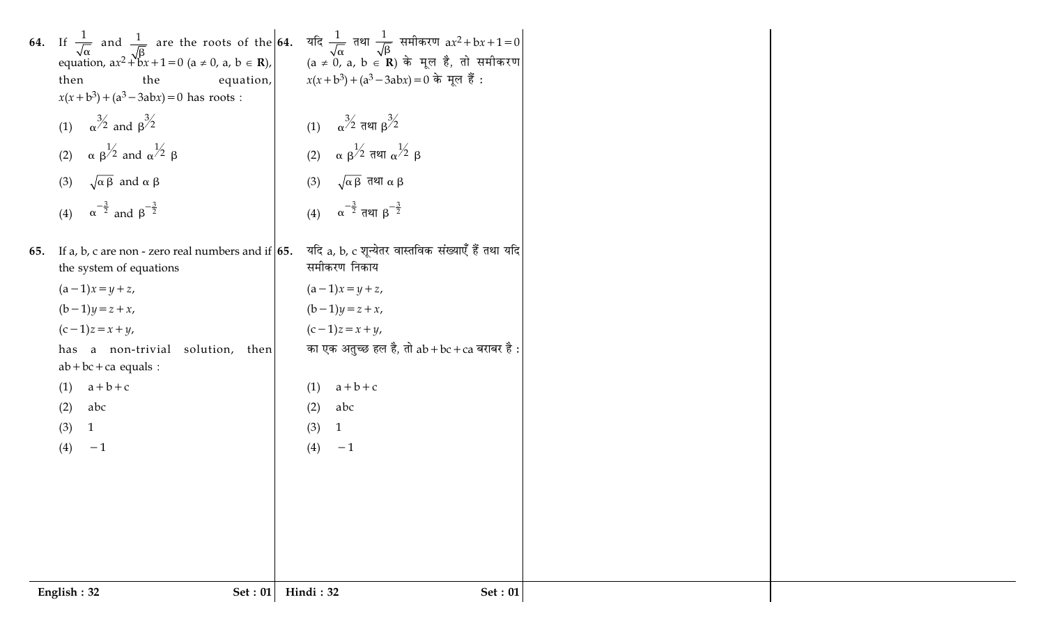64. If $\frac{1}{\sqrt{\alpha}}$ and $\frac{1}{\sqrt{\beta}}$ are the roots of the equation, $ax^2+bx+1=0$ ($a \neq 0$, $a, b \in \mathbf{R}$), then the equation, $x(x+b^3)+(a^3-3abx)=0$ has roots :

(1) $\alpha^{3/2}$ and $\beta^{3/2}$

(2) $\alpha\, \beta^{1/2}$ and $\alpha^{1/2}\, \beta$

(3) $\sqrt{\alpha\beta}$ and $\alpha\,\beta$

(4) $\alpha^{-\frac{3}{2}}$ and $\beta^{-\frac{3}{2}}$

65. If a, b, c are non - zero real numbers and if the system of equations

$(a-1)x = y+z,$

$(b-1)y = z+x,$

$(c-1)z = x+y,$

has a non-trivial solution, then $ab+bc+ca$ equals :

(1) $a+b+c$

(2) $abc$

(3) 1

(4) $-1$

64. यदि $\frac{1}{\sqrt{\alpha}}$ तथा $\frac{1}{\sqrt{\beta}}$ समीकरण $ax^2+bx+1=0$ ($a \neq 0$, $a, b \in \mathbf{R}$) के मूल है, तो समीकरण $x(x+b^3)+(a^3-3abx)=0$ के मूल हैं :

(1) $\alpha^{3/2}$ तथा $\beta^{3/2}$

(2) $\alpha\, \beta^{1/2}$ तथा $\alpha^{1/2}\, \beta$

(3) $\sqrt{\alpha\beta}$ तथा $\alpha\,\beta$

(4) $\alpha^{-\frac{3}{2}}$ तथा $\beta^{-\frac{3}{2}}$

65. यदि a, b, c शून्येतर वास्तविक संख्याएँ हैं तथा यदि समीकरण निकाय

$(a-1)x = y+z,$

$(b-1)y = z+x,$

$(c-1)z = x+y,$

का एक अतुच्छ हल है, तो $ab+bc+ca$ बराबर है :

(1) $a+b+c$

(2) $abc$

(3) 1

(4) $-1$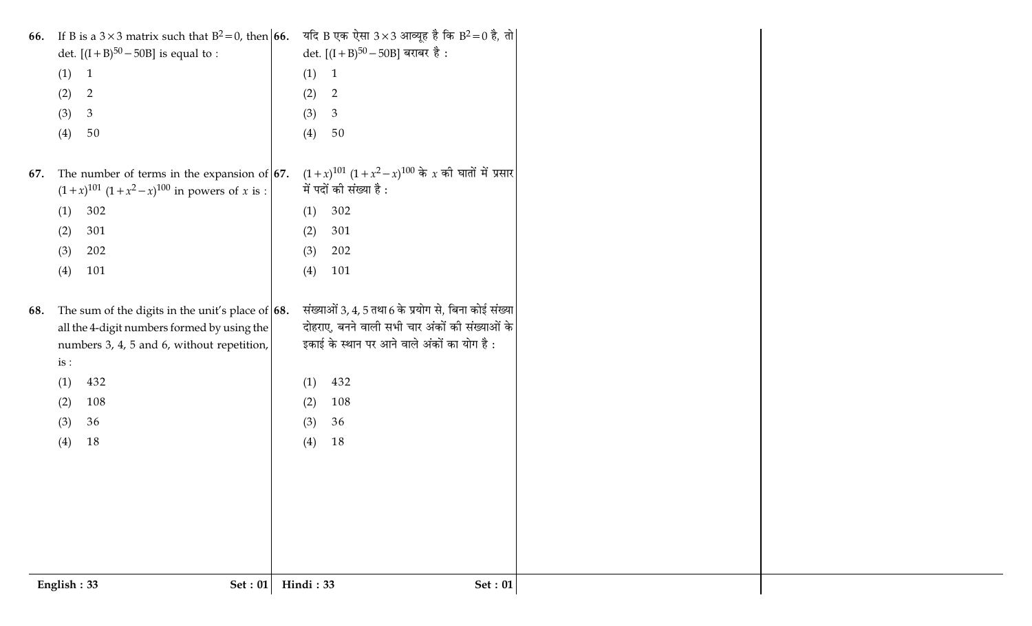66. If B is a $3 \times 3$ matrix such that $B^2 = 0$, then det. $[(I+B)^{50} - 50B]$ is equal to :

(1) 1

(2) 2

(3) 3

(4) 50

67. The number of terms in the expansion of $(1+x)^{101}(1+x^2-x)^{100}$ in powers of $x$ is :

(1) 302

(2) 301

(3) 202

(4) 101

68. The sum of the digits in the unit's place of all the 4-digit numbers formed by using the numbers 3, 4, 5 and 6, without repetition, is :

(1) 432

(2) 108

(3) 36

(4) 18

66. यदि B एक ऐसा $3 \times 3$ आव्यूह है कि $B^2 = 0$ है, तो det. $[(I+B)^{50} - 50B]$ बराबर है :

(1) 1

(2) 2

(3) 3

(4) 50

67. $(1+x)^{101}(1+x^2-x)^{100}$ के $x$ की घातों में प्रसार में पदों की संख्या है :

(1) 302

(2) 301

(3) 202

(4) 101

68. संख्याओं 3, 4, 5 तथा 6 के प्रयोग से, बिना कोई संख्या दोहराए, बनने वाली सभी चार अंकों की संख्याओं के इकाई के स्थान पर आने वाले अंकों का योग है :

(1) 432

(2) 108

(3) 36

(4) 18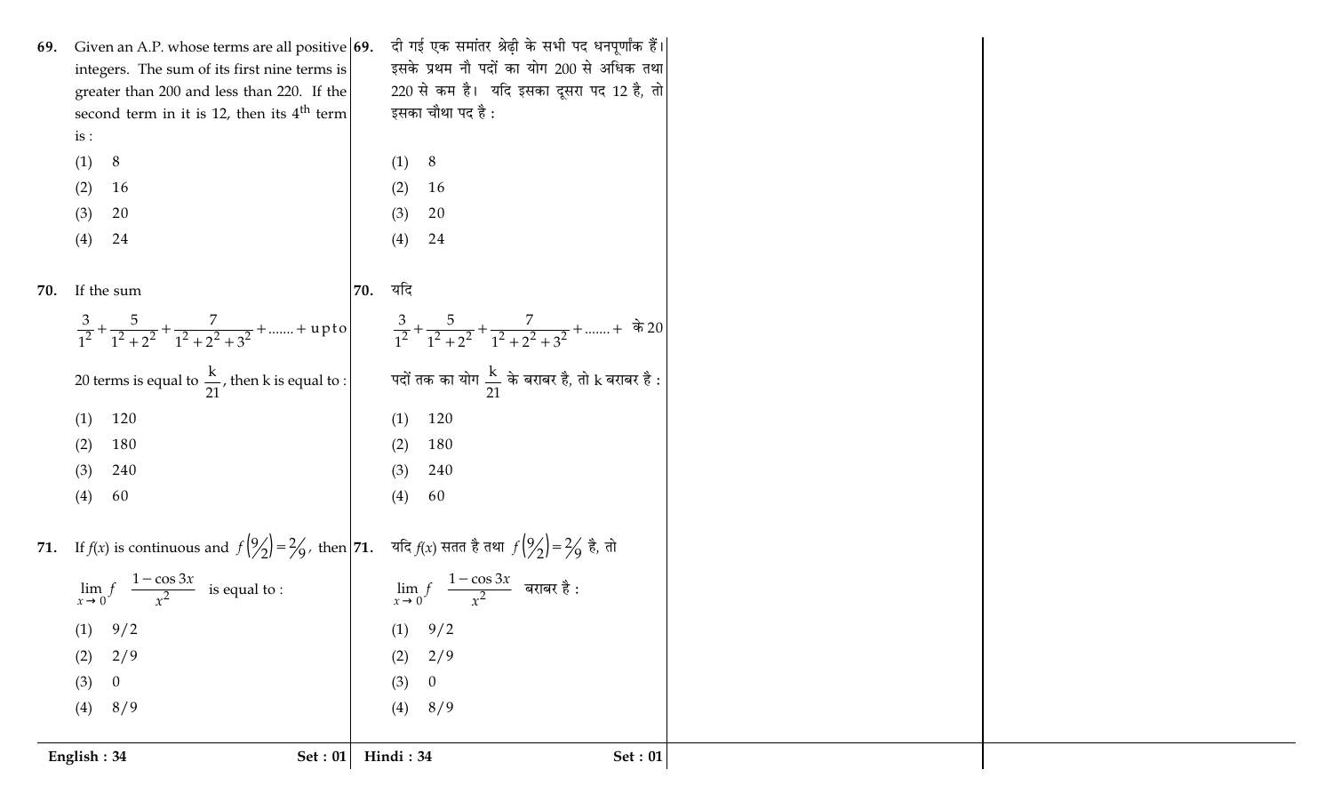69. Given an A.P. whose terms are all positive integers. The sum of its first nine terms is greater than 200 and less than 220. If the second term in it is 12, then its $4^{th}$ term is :

(1) 8

(2) 16

(3) 20

(4) 24

69. दी गई एक समांतर श्रेढ़ी के सभी पद धनपूर्णांक हैं। इसके प्रथम नौ पदों का योग 200 से अधिक तथा 220 से कम है। यदि इसका दूसरा पद 12 है, तो इसका चौथा पद है :

(1) 8

(2) 16

(3) 20

(4) 24

70. If the sum

$$\frac{3}{1^2}+\frac{5}{1^2+2^2}+\frac{7}{1^2+2^2+3^2}+.......+\text{upto}$$

20 terms is equal to $\frac{k}{21}$, then k is equal to :

(1) 120

(2) 180

(3) 240

(4) 60

70. यदि

$$\frac{3}{1^2}+\frac{5}{1^2+2^2}+\frac{7}{1^2+2^2+3^2}+.......+$$ के 20 पदों तक का योग $\frac{k}{21}$ के बराबर है, तो k बराबर है :

(1) 120

(2) 180

(3) 240

(4) 60

71. If $f(x)$ is continuous and $f\left(\frac{9}{2}\right)=\frac{2}{9}$, then

$$\lim_{x\to 0} f\left(\frac{1-\cos 3x}{x^2}\right)$$ is equal to :

(1) 9/2

(2) 2/9

(3) 0

(4) 8/9

71. यदि $f(x)$ सतत है तथा $f\left(\frac{9}{2}\right)=\frac{2}{9}$ है, तो

$$\lim_{x\to 0} f\left(\frac{1-\cos 3x}{x^2}\right)$$ बराबर है :

(1) 9/2

(2) 2/9

(3) 0

(4) 8/9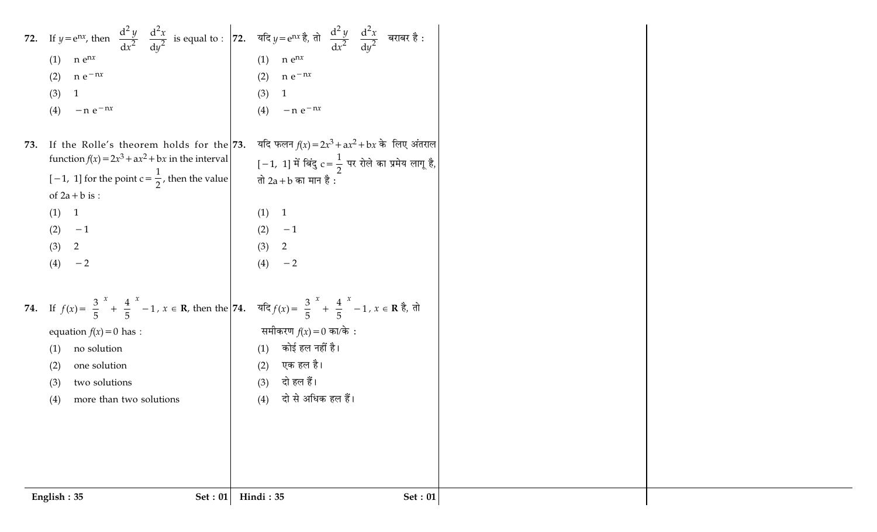72. If $y = e^{nx}$, then $\left(\frac{d^2y}{dx^2}\right)\left(\frac{d^2x}{dy^2}\right)$ is equal to :

(1) $n e^{nx}$

(2) $n e^{-nx}$

(3) $1$

(4) $-n e^{-nx}$

73. If the Rolle's theorem holds for the function $f(x) = 2x^3 + ax^2 + bx$ in the interval $[-1, 1]$ for the point $c = \frac{1}{2}$, then the value of $2a + b$ is :

(1) $1$

(2) $-1$

(3) $2$

(4) $-2$

74. If $f(x) = \left(\frac{3}{5}\right)^x + \left(\frac{4}{5}\right)^x - 1, x \in \mathbf{R}$, then the equation $f(x) = 0$ has :

(1) no solution

(2) one solution

(3) two solutions

(4) more than two solutions

72. यदि $y = e^{nx}$ है, तो $\left(\frac{d^2y}{dx^2}\right)\left(\frac{d^2x}{dy^2}\right)$ बराबर है :

(1) $n e^{nx}$

(2) $n e^{-nx}$

(3) $1$

(4) $-n e^{-nx}$

73. यदि फलन $f(x) = 2x^3 + ax^2 + bx$ के लिए अंतराल $[-1, 1]$ में बिंदु $c = \frac{1}{2}$ पर रोले का प्रमेय लागू है, तो $2a + b$ का मान है :

(1) $1$

(2) $-1$

(3) $2$

(4) $-2$

74. यदि $f(x) = \left(\frac{3}{5}\right)^x + \left(\frac{4}{5}\right)^x - 1, x \in \mathbf{R}$ है, तो समीकरण $f(x) = 0$ का/के :

(1) कोई हल नहीं है।

(2) एक हल है।

(3) दो हल हैं।

(4) दो से अधिक हल हैं।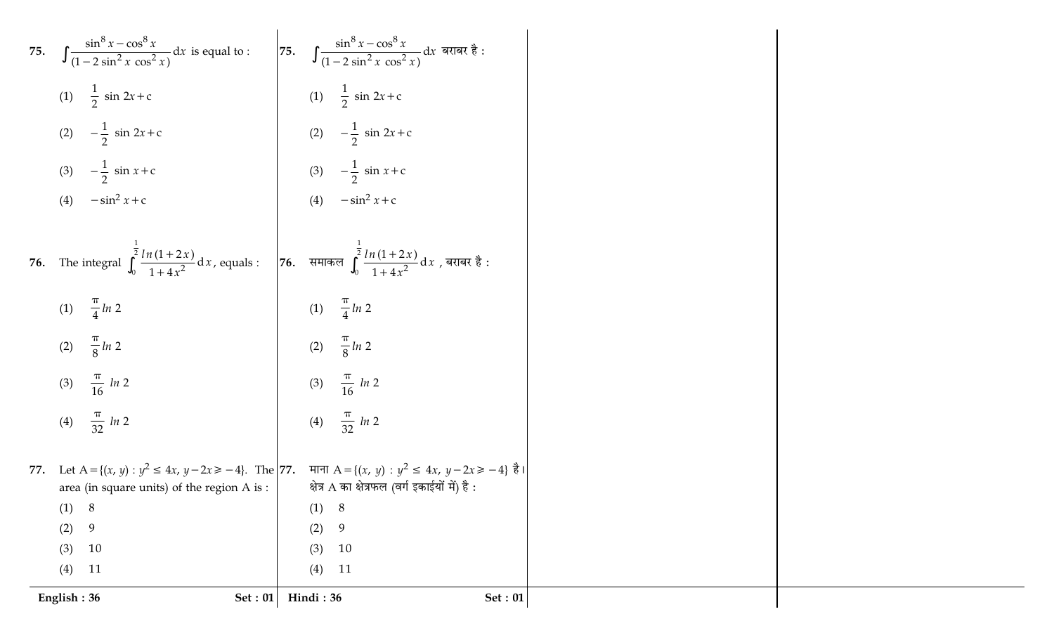75. $\int \frac{\sin^8 x - \cos^8 x}{(1 - 2\sin^2 x \cos^2 x)} dx$ is equal to :

(1) $\frac{1}{2} \sin 2x + c$

(2) $-\frac{1}{2} \sin 2x + c$

(3) $-\frac{1}{2} \sin x + c$

(4) $-\sin^2 x + c$

76. The integral $\int_0^{\frac{1}{2}} \frac{\ln(1+2x)}{1+4x^2} dx$, equals :

(1) $\frac{\pi}{4} \ln 2$

(2) $\frac{\pi}{8} \ln 2$

(3) $\frac{\pi}{16} \ln 2$

(4) $\frac{\pi}{32} \ln 2$

77. Let $A = \{(x, y) : y^2 \leq 4x, y - 2x \geqslant -4\}$. The area (in square units) of the region A is :

(1) 8

(2) 9

(3) 10

(4) 11

75. $\int \frac{\sin^8 x - \cos^8 x}{(1 - 2\sin^2 x \cos^2 x)} dx$ बराबर है :

(1) $\frac{1}{2} \sin 2x + c$

(2) $-\frac{1}{2} \sin 2x + c$

(3) $-\frac{1}{2} \sin x + c$

(4) $-\sin^2 x + c$

76. समाकल $\int_0^{\frac{1}{2}} \frac{\ln(1+2x)}{1+4x^2} dx$ , बराबर है :

(1) $\frac{\pi}{4} \ln 2$

(2) $\frac{\pi}{8} \ln 2$

(3) $\frac{\pi}{16} \ln 2$

(4) $\frac{\pi}{32} \ln 2$

77. माना $A = \{(x, y) : y^2 \leq 4x, y - 2x \geqslant -4\}$ है। क्षेत्र A का क्षेत्रफल (वर्ग इकाईयों में) है :

(1) 8

(2) 9

(3) 10

(4) 11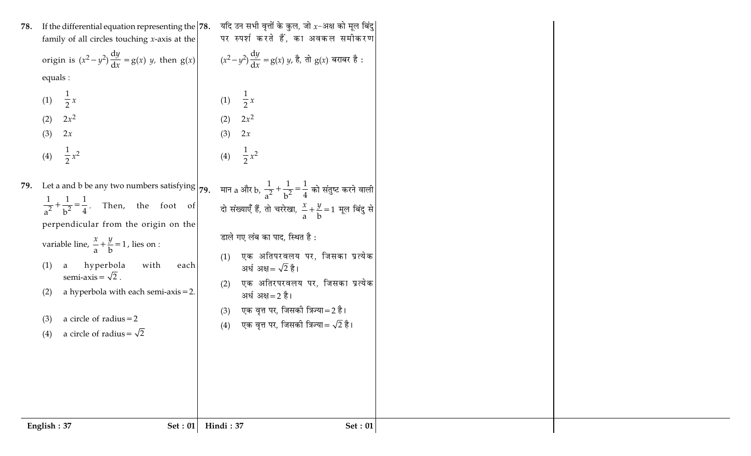78. If the differential equation representing the family of all circles touching $x$-axis at the origin is $(x^2 - y^2)\dfrac{dy}{dx} = g(x)\, y$, then $g(x)$ equals :

(1) $\dfrac{1}{2}x$

(2) $2x^2$

(3) $2x$

(4) $\dfrac{1}{2}x^2$

79. Let a and b be any two numbers satisfying $\dfrac{1}{a^2} + \dfrac{1}{b^2} = \dfrac{1}{4}$. Then, the foot of perpendicular from the origin on the variable line, $\dfrac{x}{a} + \dfrac{y}{b} = 1$, lies on :

(1) a hyperbola with each semi-axis $= \sqrt{2}$.

(2) a hyperbola with each semi-axis $= 2$.

(3) a circle of radius $= 2$

(4) a circle of radius $= \sqrt{2}$

78. यदि उन सभी वृत्तों के कुल, जो $x$-अक्ष को मूल बिंदु पर स्पर्श करते हैं, का अवकल समीकरण $(x^2 - y^2)\dfrac{dy}{dx} = g(x)\, y$, है, तो $g(x)$ बराबर है :

(1) $\dfrac{1}{2}x$

(2) $2x^2$

(3) $2x$

(4) $\dfrac{1}{2}x^2$

79. मान a और b, $\dfrac{1}{a^2} + \dfrac{1}{b^2} = \dfrac{1}{4}$ को संतुष्ट करने वाली दो संख्याएँ हैं, तो चररेखा, $\dfrac{x}{a} + \dfrac{y}{b} = 1$ मूल बिंदु से डाले गए लंब का पाद, स्थित है :

(1) एक अतिपरवलय पर, जिसका प्रत्येक अर्ध अक्ष $= \sqrt{2}$ है।

(2) एक अतिपरवलय पर, जिसका प्रत्येक अर्ध अक्ष $= 2$ है।

(3) एक वृत्त पर, जिसकी त्रिज्या $= 2$ है।

(4) एक वृत्त पर, जिसकी त्रिज्या $= \sqrt{2}$ है।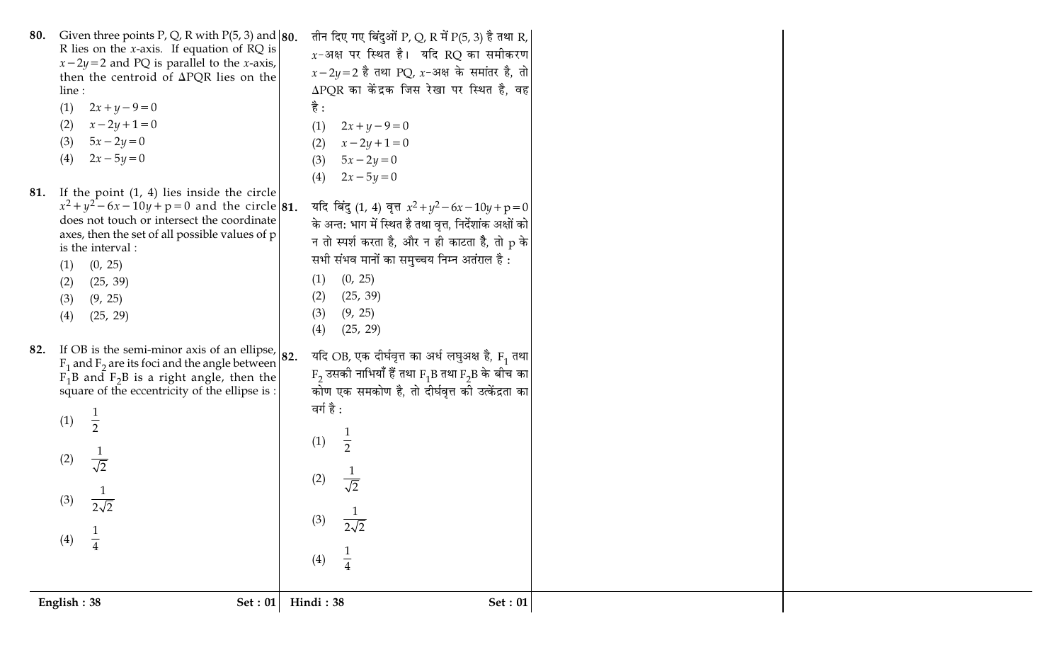**80.** Given three points P, Q, R with P(5, 3) and R lies on the $x$-axis. If equation of RQ is $x-2y=2$ and PQ is parallel to the $x$-axis, then the centroid of $\Delta PQR$ lies on the line :

(1) $2x+y-9=0$

(2) $x-2y+1=0$

(3) $5x-2y=0$

(4) $2x-5y=0$

**81.** If the point (1, 4) lies inside the circle $x^2+y^2-6x-10y+p=0$ and the circle does not touch or intersect the coordinate axes, then the set of all possible values of p is the interval :

(1) (0, 25)

(2) (25, 39)

(3) (9, 25)

(4) (25, 29)

**82.** If OB is the semi-minor axis of an ellipse, $F_1$ and $F_2$ are its foci and the angle between $F_1B$ and $F_2B$ is a right angle, then the square of the eccentricity of the ellipse is :

(1) $\frac{1}{2}$

(2) $\frac{1}{\sqrt{2}}$

(3) $\frac{1}{2\sqrt{2}}$

(4) $\frac{1}{4}$

**80.** तीन दिए गए बिंदुओं P, Q, R में P(5, 3) है तथा R, $x$-अक्ष पर स्थित है। यदि RQ का समीकरण $x-2y=2$ है तथा PQ, $x$-अक्ष के समांतर है, तो $\Delta PQR$ का केंद्रक जिस रेखा पर स्थित है, वह है :

(1) $2x+y-9=0$

(2) $x-2y+1=0$

(3) $5x-2y=0$

(4) $2x-5y=0$

**81.** यदि बिंदु (1, 4) वृत्त $x^2+y^2-6x-10y+p=0$ के अन्त: भाग में स्थित है तथा वृत्त, निर्देशांक अक्षों को न तो स्पर्श करता है, और न ही काटता है, तो p के सभी संभव मानों का समुच्चय निम्न अंतराल है :

(1) (0, 25)

(2) (25, 39)

(3) (9, 25)

(4) (25, 29)

**82.** यदि OB, एक दीर्घवृत्त का अर्ध लघुअक्ष है, $F_1$ तथा $F_2$ उसकी नाभियाँ हैं तथा $F_1B$ तथा $F_2B$ के बीच का कोण एक समकोण है, तो दीर्घवृत्त की उत्केंद्रता का वर्ग है :

(1) $\frac{1}{2}$

(2) $\frac{1}{\sqrt{2}}$

(3) $\frac{1}{2\sqrt{2}}$

(4) $\frac{1}{4}$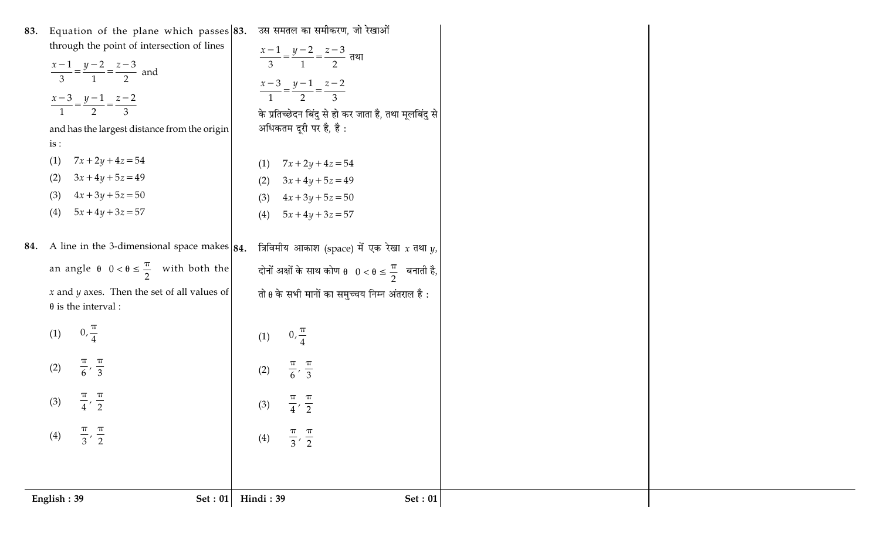**83.** Equation of the plane which passes through the point of intersection of lines

$\frac{x-1}{3}=\frac{y-2}{1}=\frac{z-3}{2}$ and

$\frac{x-3}{1}=\frac{y-1}{2}=\frac{z-2}{3}$

and has the largest distance from the origin is :

(1) $7x+2y+4z=54$

(2) $3x+4y+5z=49$

(3) $4x+3y+5z=50$

(4) $5x+4y+3z=57$

**84.** A line in the 3-dimensional space makes an angle $\theta \left(0<\theta\leq\frac{\pi}{2}\right)$ with both the $x$ and $y$ axes. Then the set of all values of $\theta$ is the interval :

(1) $\left(0, \frac{\pi}{4}\right]$

(2) $\left[\frac{\pi}{6}, \frac{\pi}{3}\right]$

(3) $\left[\frac{\pi}{4}, \frac{\pi}{2}\right]$

(4) $\left(\frac{\pi}{3}, \frac{\pi}{2}\right]$

**83.** उस समतल का समीकरण, जो रेखाओं

$\frac{x-1}{3}=\frac{y-2}{1}=\frac{z-3}{2}$ तथा

$\frac{x-3}{1}=\frac{y-1}{2}=\frac{z-2}{3}$

के प्रतिच्छेदन बिंदु से हो कर जाता है, तथा मूलबिंदु से अधिकतम दूरी पर है, है :

(1) $7x+2y+4z=54$

(2) $3x+4y+5z=49$

(3) $4x+3y+5z=50$

(4) $5x+4y+3z=57$

**84.** त्रिविमीय आकाश (space) में एक रेखा $x$ तथा $y$, दोनों अक्षों के साथ कोण $\theta \left(0<\theta\leq\frac{\pi}{2}\right)$ बनाती है, तो $\theta$ के सभी मानों का समुच्चय निम्न अंतराल है :

(1) $\left(0, \frac{\pi}{4}\right]$

(2) $\left[\frac{\pi}{6}, \frac{\pi}{3}\right]$

(3) $\left[\frac{\pi}{4}, \frac{\pi}{2}\right]$

(4) $\left(\frac{\pi}{3}, \frac{\pi}{2}\right]$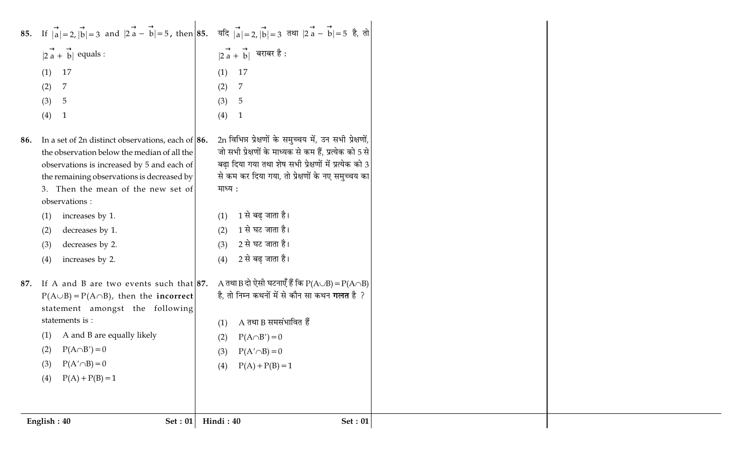85. If $|\vec{a}| = 2, |\vec{b}| = 3$ and $|2\vec{a} - \vec{b}| = 5$, then $|2\vec{a} + \vec{b}|$ equals :

(1) 17

(2) 7

(3) 5

(4) 1

86. In a set of 2n distinct observations, each of the observation below the median of all the observations is increased by 5 and each of the remaining observations is decreased by 3. Then the mean of the new set of observations :

(1) increases by 1.

(2) decreases by 1.

(3) decreases by 2.

(4) increases by 2.

87. If A and B are two events such that $P(A \cup B) = P(A \cap B)$, then the **incorrect** statement amongst the following statements is :

(1) A and B are equally likely

(2) $P(A \cap B') = 0$

(3) $P(A' \cap B) = 0$

(4) $P(A) + P(B) = 1$

85. यदि $|\vec{a}| = 2, |\vec{b}| = 3$ तथा $|2\vec{a} - \vec{b}| = 5$ है, तो $|2\vec{a} + \vec{b}|$ बराबर है :

(1) 17

(2) 7

(3) 5

(4) 1

86. 2n विभिन्न प्रेक्षणों के समुच्चय में, उन सभी प्रेक्षणों, जो सभी प्रेक्षणों के माध्यक से कम हैं, प्रत्येक को 5 से बढ़ा दिया गया तथा शेष सभी प्रेक्षणों में प्रत्येक को 3 से कम कर दिया गया, तो प्रेक्षणों के नए समुच्चय का माध्य :

(1) 1 से बढ़ जाता है।

(2) 1 से घट जाता है।

(3) 2 से घट जाता है।

(4) 2 से बढ़ जाता है।

87. A तथा B दो ऐसी घटनाएँ हैं कि $P(A \cup B) = P(A \cap B)$ है, तो निम्न कथनों में से कौन सा कथन **गलत** है ?

(1) A तथा B समसंभावित हैं

(2) $P(A \cap B') = 0$

(3) $P(A' \cap B) = 0$

(4) $P(A) + P(B) = 1$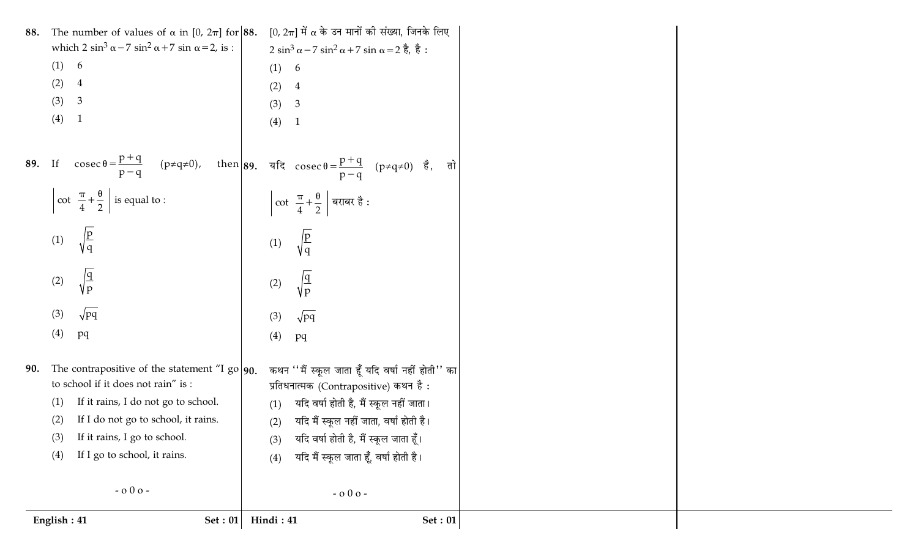88. The number of values of $\alpha$ in $[0, 2\pi]$ for which $2 \sin^3 \alpha - 7 \sin^2 \alpha + 7 \sin \alpha = 2$, is :

(1) 6

(2) 4

(3) 3

(4) 1

89. If $\operatorname{cosec} \theta = \dfrac{p+q}{p-q}$ $(p \neq q \neq 0)$, then $\left| \cot \left( \dfrac{\pi}{4} + \dfrac{\theta}{2} \right) \right|$ is equal to :

(1) $\sqrt{\dfrac{p}{q}}$

(2) $\sqrt{\dfrac{q}{p}}$

(3) $\sqrt{pq}$

(4) $pq$

90. The contrapositive of the statement "I go to school if it does not rain" is :

(1) If it rains, I do not go to school.

(2) If I do not go to school, it rains.

(3) If it rains, I go to school.

(4) If I go to school, it rains.

- o 0 o -

88. $[0, 2\pi]$ में $\alpha$ के उन मानों की संख्या, जिनके लिए $2 \sin^3 \alpha - 7 \sin^2 \alpha + 7 \sin \alpha = 2$ है, है :

(1) 6

(2) 4

(3) 3

(4) 1

89. यदि $\operatorname{cosec} \theta = \dfrac{p+q}{p-q}$ $(p \neq q \neq 0)$ है, तो $\left| \cot \left( \dfrac{\pi}{4} + \dfrac{\theta}{2} \right) \right|$ बराबर है :

(1) $\sqrt{\dfrac{p}{q}}$

(2) $\sqrt{\dfrac{q}{p}}$

(3) $\sqrt{pq}$

(4) $pq$

90. कथन ''मैं स्कूल जाता हूँ यदि वर्षा नहीं होती'' का प्रतिधनात्मक (Contrapositive) कथन है :

(1) यदि वर्षा होती है, मैं स्कूल नहीं जाता।

(2) यदि मैं स्कूल नहीं जाता, वर्षा होती है।

(3) यदि वर्षा होती है, मैं स्कूल जाता हूँ।

(4) यदि मैं स्कूल जाता हूँ, वर्षा होती है।

- o 0 o -